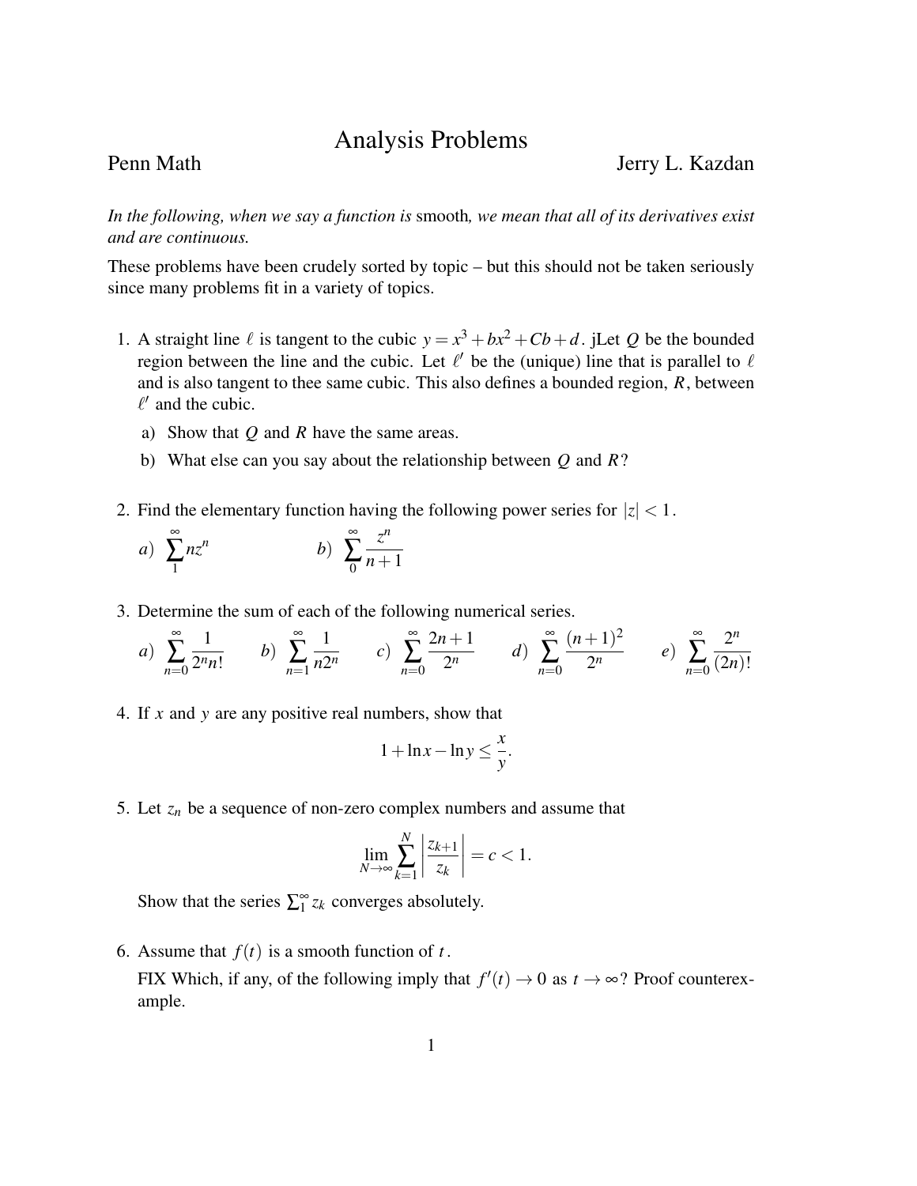# Analysis Problems

Penn Math — Jerry L. Kazdan

*In the following, when we say a function is* smooth*, we mean that all of its derivatives exist and are continuous.*

These problems have been crudely sorted by topic – but this should not be taken seriously since many problems fit in a variety of topics.

1. A straight line $\ell$ is tangent to the cubic $y = x^3 + bx^2 + Cb + d$. jLet $Q$ be the bounded region between the line and the cubic. Let $\ell'$ be the (unique) line that is parallel to $\ell$ and is also tangent to thee same cubic. This also defines a bounded region, $R$, between $\ell'$ and the cubic.

   a) Show that $Q$ and $R$ have the same areas.

   b) What else can you say about the relationship between $Q$ and $R$?

2. Find the elementary function having the following power series for $|z| < 1$.

   $a)\ \displaystyle\sum_{1}^{\infty} nz^n \qquad b)\ \displaystyle\sum_{0}^{\infty} \frac{z^n}{n+1}$

3. Determine the sum of each of the following numerical series.

   $a)\ \displaystyle\sum_{n=0}^{\infty} \frac{1}{2^n n!} \qquad b)\ \displaystyle\sum_{n=1}^{\infty} \frac{1}{n2^n} \qquad c)\ \displaystyle\sum_{n=0}^{\infty} \frac{2n+1}{2^n} \qquad d)\ \displaystyle\sum_{n=0}^{\infty} \frac{(n+1)^2}{2^n} \qquad e)\ \displaystyle\sum_{n=0}^{\infty} \frac{2^n}{(2n)!}$

4. If $x$ and $y$ are any positive real numbers, show that

   $$1 + \ln x - \ln y \le \frac{x}{y}.$$

5. Let $z_n$ be a sequence of non-zero complex numbers and assume that

   $$\lim_{N\to\infty} \sum_{k=1}^{N} \left| \frac{z_{k+1}}{z_k} \right| = c < 1.$$

   Show that the series $\sum_1^\infty z_k$ converges absolutely.

6. Assume that $f(t)$ is a smooth function of $t$.

   FIX Which, if any, of the following imply that $f'(t) \to 0$ as $t \to \infty$? Proof counterexample.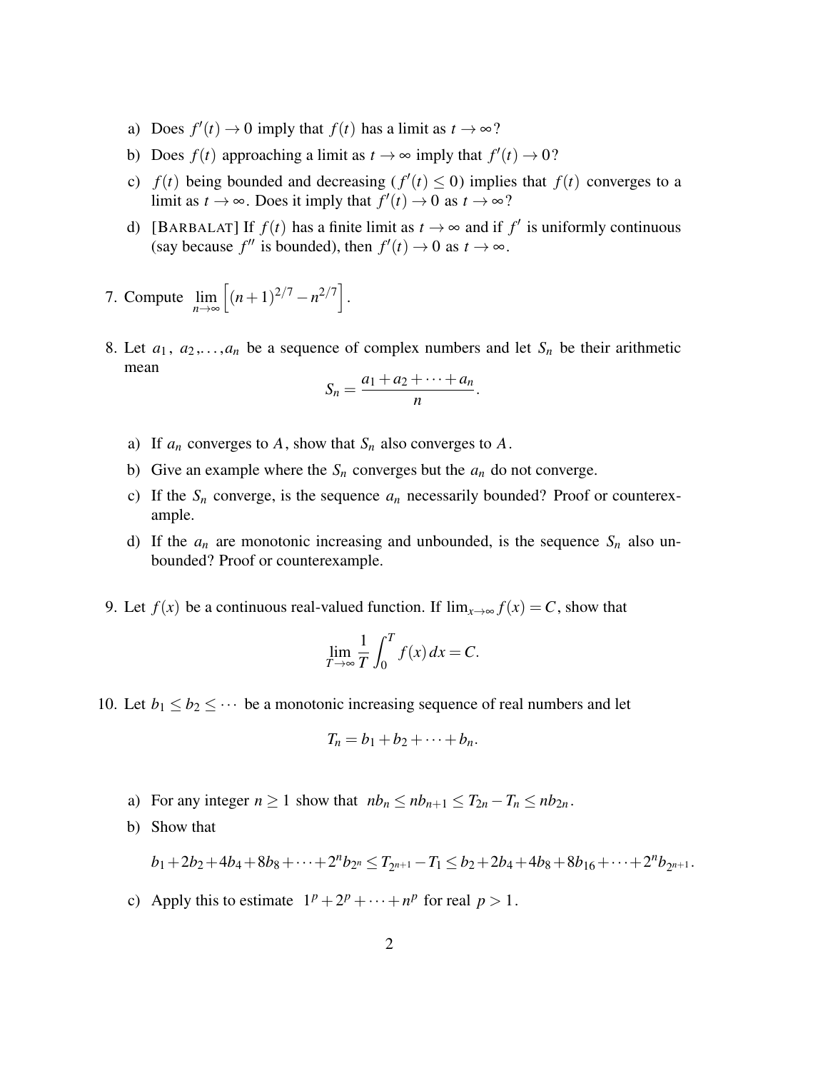a) Does $f'(t) \to 0$ imply that $f(t)$ has a limit as $t \to \infty$?

b) Does $f(t)$ approaching a limit as $t \to \infty$ imply that $f'(t) \to 0$?

c) $f(t)$ being bounded and decreasing ($f'(t) \le 0$) implies that $f(t)$ converges to a limit as $t \to \infty$. Does it imply that $f'(t) \to 0$ as $t \to \infty$?

d) [BARBALAT] If $f(t)$ has a finite limit as $t \to \infty$ and if $f'$ is uniformly continuous (say because $f''$ is bounded), then $f'(t) \to 0$ as $t \to \infty$.

7. Compute $\lim_{n\to\infty} \left[(n+1)^{2/7} - n^{2/7}\right]$.

8. Let $a_1, a_2, \ldots, a_n$ be a sequence of complex numbers and let $S_n$ be their arithmetic mean

$$S_n = \frac{a_1 + a_2 + \cdots + a_n}{n}.$$

a) If $a_n$ converges to $A$, show that $S_n$ also converges to $A$.

b) Give an example where the $S_n$ converges but the $a_n$ do not converge.

c) If the $S_n$ converge, is the sequence $a_n$ necessarily bounded? Proof or counterexample.

d) If the $a_n$ are monotonic increasing and unbounded, is the sequence $S_n$ also unbounded? Proof or counterexample.

9. Let $f(x)$ be a continuous real-valued function. If $\lim_{x\to\infty} f(x) = C$, show that

$$\lim_{T\to\infty} \frac{1}{T} \int_0^T f(x)\,dx = C.$$

10. Let $b_1 \le b_2 \le \cdots$ be a monotonic increasing sequence of real numbers and let

$$T_n = b_1 + b_2 + \cdots + b_n.$$

a) For any integer $n \ge 1$ show that $nb_n \le nb_{n+1} \le T_{2n} - T_n \le nb_{2n}$.

b) Show that

$$b_1 + 2b_2 + 4b_4 + 8b_8 + \cdots + 2^n b_{2^n} \le T_{2^{n+1}} - T_1 \le b_2 + 2b_4 + 4b_8 + 8b_{16} + \cdots + 2^n b_{2^{n+1}}.$$

c) Apply this to estimate $1^p + 2^p + \cdots + n^p$ for real $p > 1$.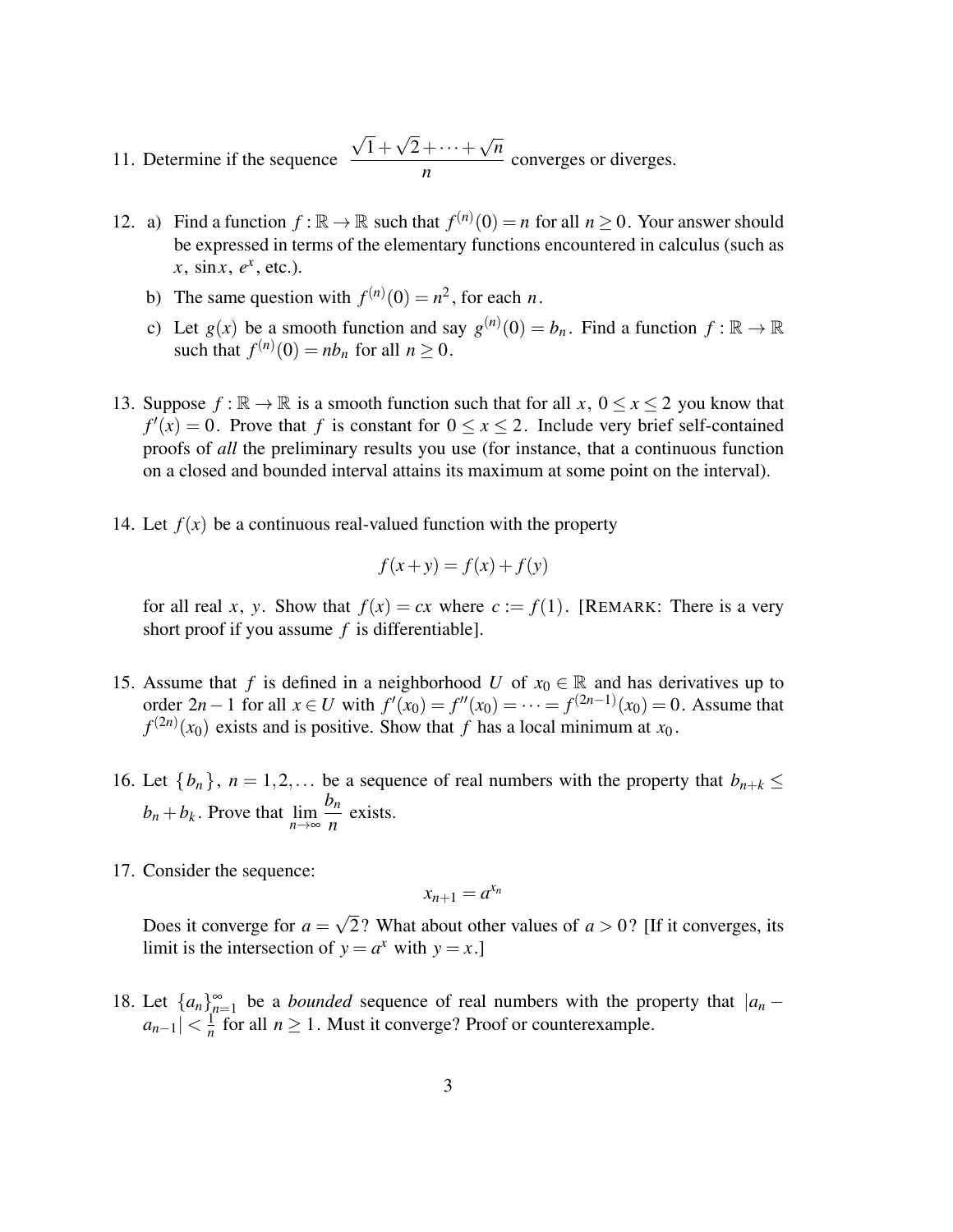11. Determine if the sequence $\dfrac{\sqrt{1}+\sqrt{2}+\cdots+\sqrt{n}}{n}$ converges or diverges.

12. a) Find a function $f:\mathbb{R}\to\mathbb{R}$ such that $f^{(n)}(0)=n$ for all $n\geq 0$. Your answer should be expressed in terms of the elementary functions encountered in calculus (such as $x$, $\sin x$, $e^x$, etc.).

    b) The same question with $f^{(n)}(0)=n^2$, for each $n$.

    c) Let $g(x)$ be a smooth function and say $g^{(n)}(0)=b_n$. Find a function $f:\mathbb{R}\to\mathbb{R}$ such that $f^{(n)}(0)=nb_n$ for all $n\geq 0$.

13. Suppose $f:\mathbb{R}\to\mathbb{R}$ is a smooth function such that for all $x$, $0\leq x\leq 2$ you know that $f'(x)=0$. Prove that $f$ is constant for $0\leq x\leq 2$. Include very brief self-contained proofs of *all* the preliminary results you use (for instance, that a continuous function on a closed and bounded interval attains its maximum at some point on the interval).

14. Let $f(x)$ be a continuous real-valued function with the property

$$f(x+y)=f(x)+f(y)$$

for all real $x$, $y$. Show that $f(x)=cx$ where $c:=f(1)$. [REMARK: There is a very short proof if you assume $f$ is differentiable].

15. Assume that $f$ is defined in a neighborhood $U$ of $x_0\in\mathbb{R}$ and has derivatives up to order $2n-1$ for all $x\in U$ with $f'(x_0)=f''(x_0)=\cdots=f^{(2n-1)}(x_0)=0$. Assume that $f^{(2n)}(x_0)$ exists and is positive. Show that $f$ has a local minimum at $x_0$.

16. Let $\{b_n\}$, $n=1,2,\ldots$ be a sequence of real numbers with the property that $b_{n+k}\leq b_n+b_k$. Prove that $\lim\limits_{n\to\infty}\dfrac{b_n}{n}$ exists.

17. Consider the sequence:

$$x_{n+1}=a^{x_n}$$

Does it converge for $a=\sqrt{2}$? What about other values of $a>0$? [If it converges, its limit is the intersection of $y=a^x$ with $y=x$.]

18. Let $\{a_n\}_{n=1}^{\infty}$ be a *bounded* sequence of real numbers with the property that $|a_n-a_{n-1}|<\frac{1}{n}$ for all $n\geq 1$. Must it converge? Proof or counterexample.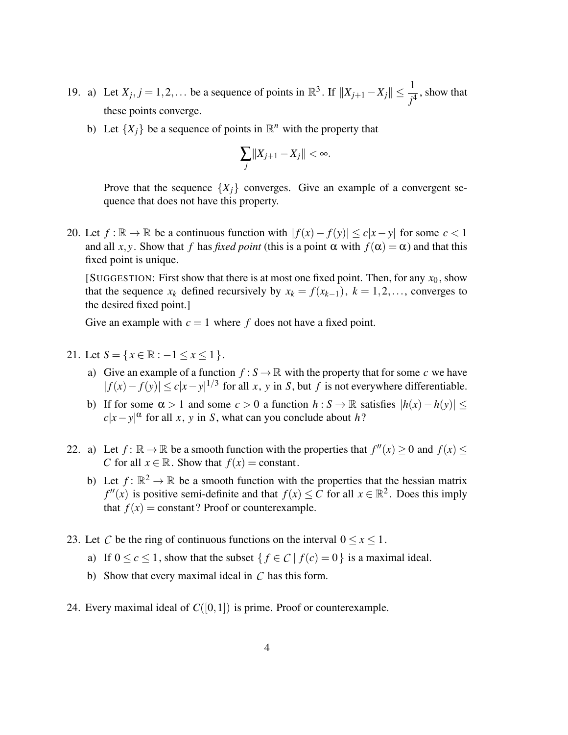19. a) Let $X_j, j = 1, 2, \ldots$ be a sequence of points in $\mathbb{R}^3$. If $\|X_{j+1} - X_j\| \leq \dfrac{1}{j^4}$, show that these points converge.

    b) Let $\{X_j\}$ be a sequence of points in $\mathbb{R}^n$ with the property that

    $$\sum_j \|X_{j+1} - X_j\| < \infty.$$

    Prove that the sequence $\{X_j\}$ converges. Give an example of a convergent sequence that does not have this property.

20. Let $f : \mathbb{R} \to \mathbb{R}$ be a continuous function with $|f(x) - f(y)| \leq c|x - y|$ for some $c < 1$ and all $x, y$. Show that $f$ has *fixed point* (this is a point $\alpha$ with $f(\alpha) = \alpha$) and that this fixed point is unique.

    [SUGGESTION: First show that there is at most one fixed point. Then, for any $x_0$, show that the sequence $x_k$ defined recursively by $x_k = f(x_{k-1}),\ k = 1, 2, \ldots$, converges to the desired fixed point.]

    Give an example with $c = 1$ where $f$ does not have a fixed point.

21. Let $S = \{\, x \in \mathbb{R} : -1 \leq x \leq 1 \,\}$.

    a) Give an example of a function $f : S \to \mathbb{R}$ with the property that for some $c$ we have $|f(x) - f(y)| \leq c|x - y|^{1/3}$ for all $x$, $y$ in $S$, but $f$ is not everywhere differentiable.

    b) If for some $\alpha > 1$ and some $c > 0$ a function $h : S \to \mathbb{R}$ satisfies $|h(x) - h(y)| \leq c|x - y|^{\alpha}$ for all $x$, $y$ in $S$, what can you conclude about $h$?

22. a) Let $f : \mathbb{R} \to \mathbb{R}$ be a smooth function with the properties that $f''(x) \geq 0$ and $f(x) \leq C$ for all $x \in \mathbb{R}$. Show that $f(x) = \text{constant}$.

    b) Let $f : \mathbb{R}^2 \to \mathbb{R}$ be a smooth function with the properties that the hessian matrix $f''(x)$ is positive semi-definite and that $f(x) \leq C$ for all $x \in \mathbb{R}^2$. Does this imply that $f(x) = \text{constant}$? Proof or counterexample.

23. Let $\mathcal{C}$ be the ring of continuous functions on the interval $0 \leq x \leq 1$.

    a) If $0 \leq c \leq 1$, show that the subset $\{\, f \in \mathcal{C} \mid f(c) = 0 \,\}$ is a maximal ideal.

    b) Show that every maximal ideal in $\mathcal{C}$ has this form.

24. Every maximal ideal of $C([0, 1])$ is prime. Proof or counterexample.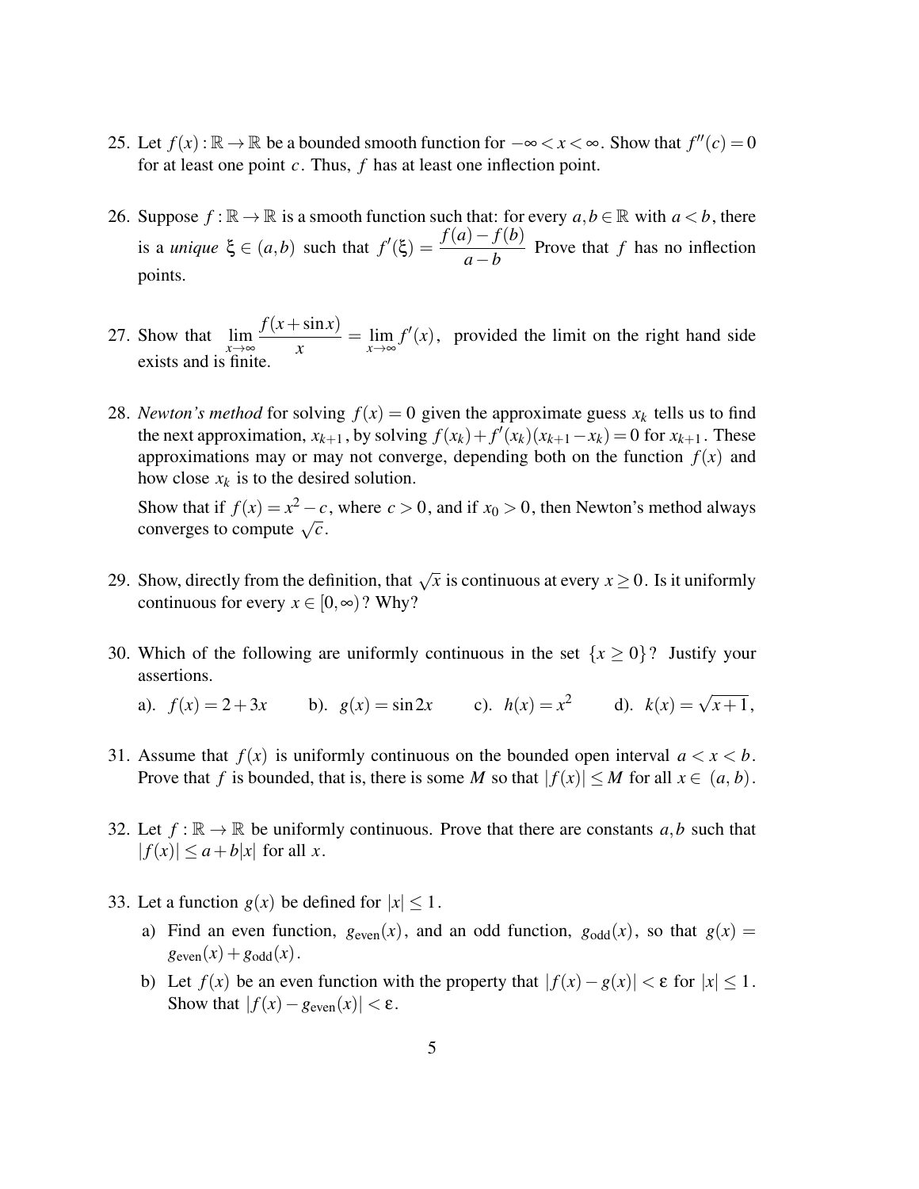25. Let $f(x) : \mathbb{R} \to \mathbb{R}$ be a bounded smooth function for $-\infty < x < \infty$. Show that $f''(c) = 0$ for at least one point $c$. Thus, $f$ has at least one inflection point.

26. Suppose $f : \mathbb{R} \to \mathbb{R}$ is a smooth function such that: for every $a, b \in \mathbb{R}$ with $a < b$, there is a *unique* $\xi \in (a, b)$ such that $f'(\xi) = \dfrac{f(a) - f(b)}{a - b}$ Prove that $f$ has no inflection points.

27. Show that $\displaystyle\lim_{x\to\infty} \frac{f(x + \sin x)}{x} = \lim_{x\to\infty} f'(x)$, provided the limit on the right hand side exists and is finite.

28. *Newton's method* for solving $f(x) = 0$ given the approximate guess $x_k$ tells us to find the next approximation, $x_{k+1}$, by solving $f(x_k) + f'(x_k)(x_{k+1} - x_k) = 0$ for $x_{k+1}$. These approximations may or may not converge, depending both on the function $f(x)$ and how close $x_k$ is to the desired solution.

    Show that if $f(x) = x^2 - c$, where $c > 0$, and if $x_0 > 0$, then Newton's method always converges to compute $\sqrt{c}$.

29. Show, directly from the definition, that $\sqrt{x}$ is continuous at every $x \geq 0$. Is it uniformly continuous for every $x \in [0, \infty)$? Why?

30. Which of the following are uniformly continuous in the set $\{x \geq 0\}$? Justify your assertions.

    a). $f(x) = 2 + 3x$ b). $g(x) = \sin 2x$ c). $h(x) = x^2$ d). $k(x) = \sqrt{x+1}$,

31. Assume that $f(x)$ is uniformly continuous on the bounded open interval $a < x < b$. Prove that $f$ is bounded, that is, there is some $M$ so that $|f(x)| \leq M$ for all $x \in (a, b)$.

32. Let $f : \mathbb{R} \to \mathbb{R}$ be uniformly continuous. Prove that there are constants $a, b$ such that $|f(x)| \leq a + b|x|$ for all $x$.

33. Let a function $g(x)$ be defined for $|x| \leq 1$.

    a) Find an even function, $g_{\text{even}}(x)$, and an odd function, $g_{\text{odd}}(x)$, so that $g(x) = g_{\text{even}}(x) + g_{\text{odd}}(x)$.

    b) Let $f(x)$ be an even function with the property that $|f(x) - g(x)| < \varepsilon$ for $|x| \leq 1$. Show that $|f(x) - g_{\text{even}}(x)| < \varepsilon$.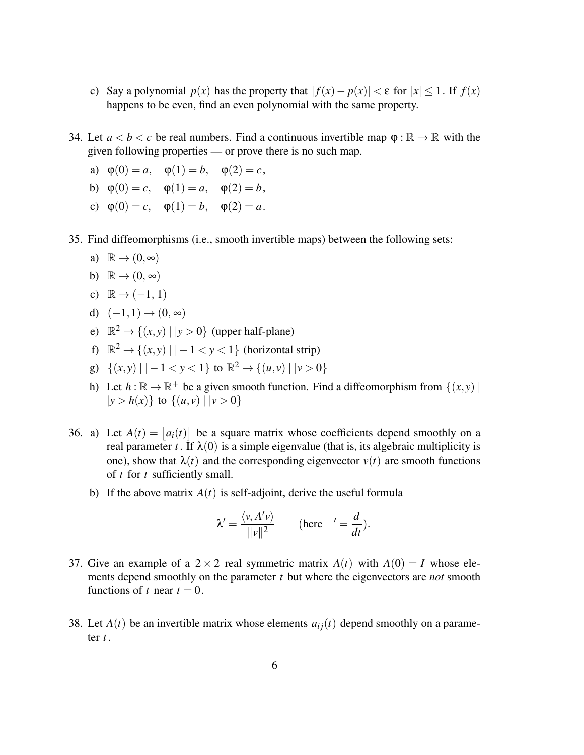c) Say a polynomial $p(x)$ has the property that $|f(x) - p(x)| < \varepsilon$ for $|x| \le 1$. If $f(x)$ happens to be even, find an even polynomial with the same property.

34. Let $a < b < c$ be real numbers. Find a continuous invertible map $\varphi : \mathbb{R} \to \mathbb{R}$ with the given following properties — or prove there is no such map.

    a) $\varphi(0) = a, \quad \varphi(1) = b, \quad \varphi(2) = c,$

    b) $\varphi(0) = c, \quad \varphi(1) = a, \quad \varphi(2) = b,$

    c) $\varphi(0) = c, \quad \varphi(1) = b, \quad \varphi(2) = a.$

35. Find diffeomorphisms (i.e., smooth invertible maps) between the following sets:

    a) $\mathbb{R} \to (0, \infty)$

    b) $\mathbb{R} \to (0, \infty)$

    c) $\mathbb{R} \to (-1, 1)$

    d) $(-1, 1) \to (0, \infty)$

    e) $\mathbb{R}^2 \to \{(x,y) \mid |y > 0\}$ (upper half-plane)

    f) $\mathbb{R}^2 \to \{(x,y) \mid | -1 < y < 1\}$ (horizontal strip)

    g) $\{(x,y) \mid | -1 < y < 1\}$ to $\mathbb{R}^2 \to \{(u,v) \mid |v > 0\}$

    h) Let $h : \mathbb{R} \to \mathbb{R}^+$ be a given smooth function. Find a diffeomorphism from $\{(x,y) \mid |y > h(x)\}$ to $\{(u,v) \mid |v > 0\}$

36. a) Let $A(t) = \left[a_i(t)\right]$ be a square matrix whose coefficients depend smoothly on a real parameter $t$. If $\lambda(0)$ is a simple eigenvalue (that is, its algebraic multiplicity is one), show that $\lambda(t)$ and the corresponding eigenvector $v(t)$ are smooth functions of $t$ for $t$ sufficiently small.

    b) If the above matrix $A(t)$ is self-adjoint, derive the useful formula

$$\lambda' = \frac{\langle v, A'v \rangle}{\|v\|^2} \qquad \text{(here} \quad ' = \frac{d}{dt}\text{)}.$$

37. Give an example of a $2 \times 2$ real symmetric matrix $A(t)$ with $A(0) = I$ whose elements depend smoothly on the parameter $t$ but where the eigenvectors are *not* smooth functions of $t$ near $t = 0$.

38. Let $A(t)$ be an invertible matrix whose elements $a_{ij}(t)$ depend smoothly on a parameter $t$.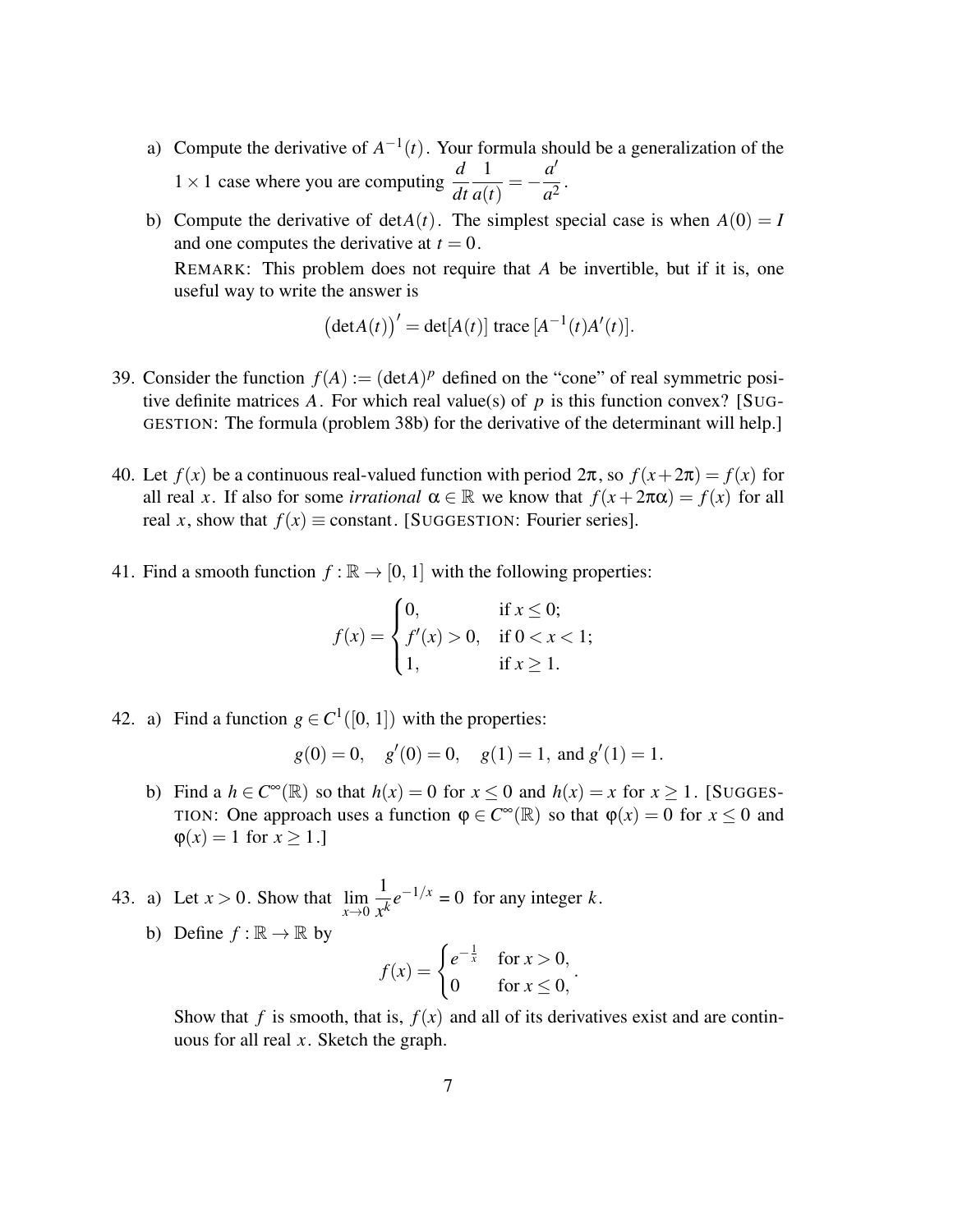a) Compute the derivative of $A^{-1}(t)$. Your formula should be a generalization of the $1\times 1$ case where you are computing $\dfrac{d}{dt}\dfrac{1}{a(t)} = -\dfrac{a'}{a^2}$.

b) Compute the derivative of $\det A(t)$. The simplest special case is when $A(0) = I$ and one computes the derivative at $t = 0$.

REMARK: This problem does not require that $A$ be invertible, but if it is, one useful way to write the answer is

$$\big(\det A(t)\big)' = \det[A(t)]\ \text{trace}\,[A^{-1}(t)A'(t)].$$

39. Consider the function $f(A) := (\det A)^p$ defined on the "cone" of real symmetric positive definite matrices $A$. For which real value(s) of $p$ is this function convex? [SUGGESTION: The formula (problem 38b) for the derivative of the determinant will help.]

40. Let $f(x)$ be a continuous real-valued function with period $2\pi$, so $f(x+2\pi) = f(x)$ for all real $x$. If also for some *irrational* $\alpha \in \mathbb{R}$ we know that $f(x+2\pi\alpha) = f(x)$ for all real $x$, show that $f(x) \equiv \text{constant}$. [SUGGESTION: Fourier series].

41. Find a smooth function $f : \mathbb{R} \to [0,\,1]$ with the following properties:

$$f(x) = \begin{cases} 0, & \text{if } x \le 0; \\ f'(x) > 0, & \text{if } 0 < x < 1; \\ 1, & \text{if } x \ge 1. \end{cases}$$

42. a) Find a function $g \in C^1([0,\,1])$ with the properties:

$$g(0) = 0, \quad g'(0) = 0, \quad g(1) = 1, \text{ and } g'(1) = 1.$$

b) Find a $h \in C^\infty(\mathbb{R})$ so that $h(x) = 0$ for $x \le 0$ and $h(x) = x$ for $x \ge 1$. [SUGGESTION: One approach uses a function $\varphi \in C^\infty(\mathbb{R})$ so that $\varphi(x) = 0$ for $x \le 0$ and $\varphi(x) = 1$ for $x \ge 1$.]

43. a) Let $x > 0$. Show that $\displaystyle\lim_{x\to 0} \frac{1}{x^k} e^{-1/x} = 0$ for any integer $k$.

b) Define $f : \mathbb{R} \to \mathbb{R}$ by

$$f(x) = \begin{cases} e^{-\frac{1}{x}} & \text{for } x > 0, \\ 0 & \text{for } x \le 0, \end{cases}.$$

Show that $f$ is smooth, that is, $f(x)$ and all of its derivatives exist and are continuous for all real $x$. Sketch the graph.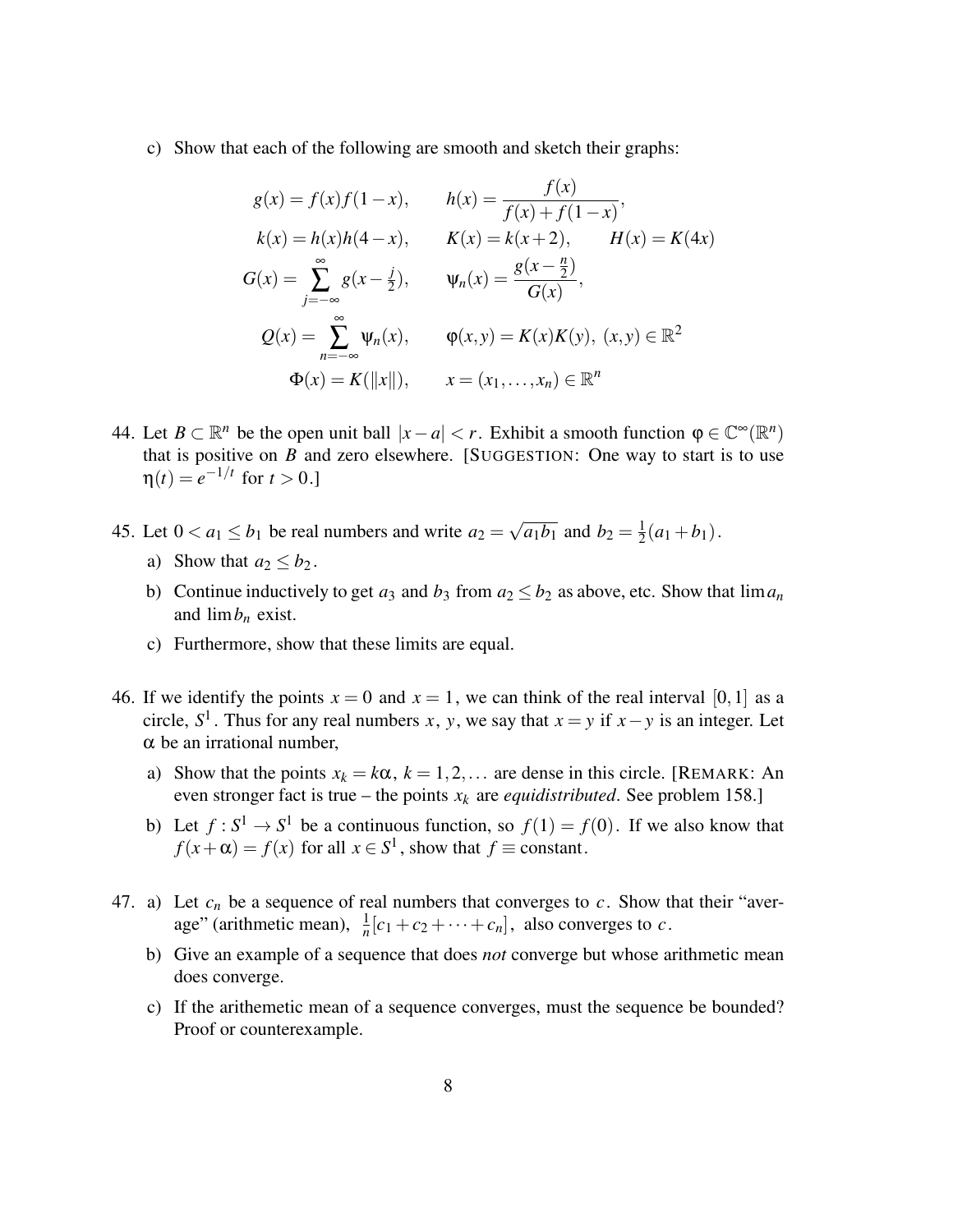c) Show that each of the following are smooth and sketch their graphs:

$$
\begin{aligned}
g(x) &= f(x)f(1-x), \qquad h(x) = \frac{f(x)}{f(x)+f(1-x)}, \\
k(x) &= h(x)h(4-x), \qquad K(x) = k(x+2), \qquad H(x) = K(4x) \\
G(x) &= \sum_{j=-\infty}^{\infty} g(x-\tfrac{j}{2}), \qquad \psi_n(x) = \frac{g(x-\frac{n}{2})}{G(x)}, \\
Q(x) &= \sum_{n=-\infty}^{\infty} \psi_n(x), \qquad \varphi(x,y) = K(x)K(y),\ (x,y) \in \mathbb{R}^2 \\
\Phi(x) &= K(\|x\|), \qquad x = (x_1,\ldots,x_n) \in \mathbb{R}^n
\end{aligned}
$$

44. Let $B \subset \mathbb{R}^n$ be the open unit ball $|x-a| < r$. Exhibit a smooth function $\varphi \in \mathbb{C}^\infty(\mathbb{R}^n)$ that is positive on $B$ and zero elsewhere. [SUGGESTION: One way to start is to use $\eta(t) = e^{-1/t}$ for $t > 0$.]

45. Let $0 < a_1 \le b_1$ be real numbers and write $a_2 = \sqrt{a_1 b_1}$ and $b_2 = \frac{1}{2}(a_1 + b_1)$.

    a) Show that $a_2 \le b_2$.

    b) Continue inductively to get $a_3$ and $b_3$ from $a_2 \le b_2$ as above, etc. Show that $\lim a_n$ and $\lim b_n$ exist.

    c) Furthermore, show that these limits are equal.

46. If we identify the points $x = 0$ and $x = 1$, we can think of the real interval $[0,1]$ as a circle, $S^1$. Thus for any real numbers $x$, $y$, we say that $x = y$ if $x - y$ is an integer. Let $\alpha$ be an irrational number,

    a) Show that the points $x_k = k\alpha$, $k = 1,2,\ldots$ are dense in this circle. [REMARK: An even stronger fact is true – the points $x_k$ are *equidistributed*. See problem 158.]

    b) Let $f : S^1 \to S^1$ be a continuous function, so $f(1) = f(0)$. If we also know that $f(x+\alpha) = f(x)$ for all $x \in S^1$, show that $f \equiv \text{constant}$.

47. a) Let $c_n$ be a sequence of real numbers that converges to $c$. Show that their "average" (arithmetic mean), $\frac{1}{n}[c_1 + c_2 + \cdots + c_n]$, also converges to $c$.

    b) Give an example of a sequence that does *not* converge but whose arithmetic mean does converge.

    c) If the arithemetic mean of a sequence converges, must the sequence be bounded? Proof or counterexample.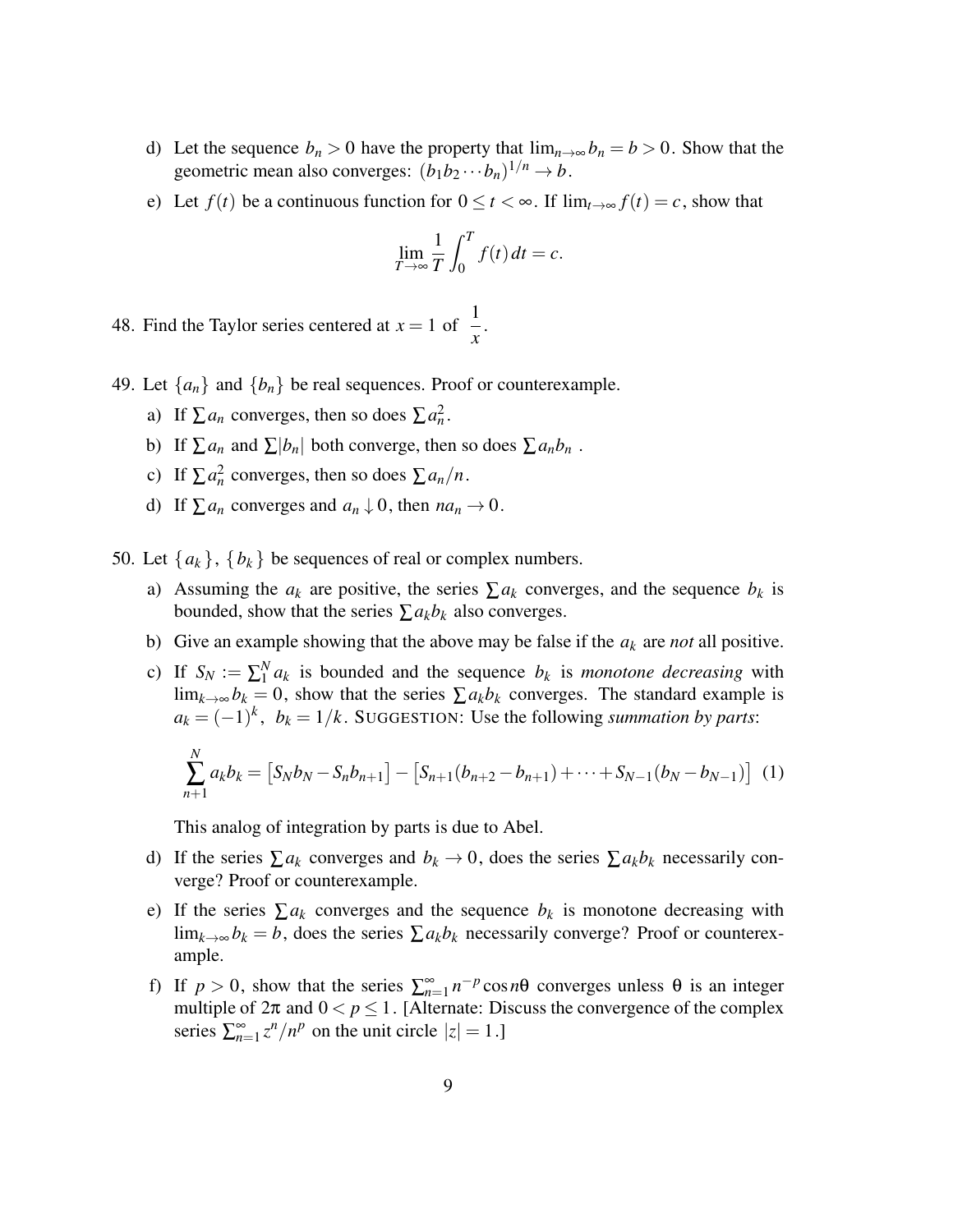d) Let the sequence $b_n > 0$ have the property that $\lim_{n\to\infty} b_n = b > 0$. Show that the geometric mean also converges: $(b_1 b_2 \cdots b_n)^{1/n} \to b$.

e) Let $f(t)$ be a continuous function for $0 \le t < \infty$. If $\lim_{t\to\infty} f(t) = c$, show that

$$\lim_{T\to\infty} \frac{1}{T}\int_0^T f(t)\,dt = c.$$

48. Find the Taylor series centered at $x = 1$ of $\dfrac{1}{x}$.

49. Let $\{a_n\}$ and $\{b_n\}$ be real sequences. Proof or counterexample.

a) If $\sum a_n$ converges, then so does $\sum a_n^2$.

b) If $\sum a_n$ and $\sum |b_n|$ both converge, then so does $\sum a_n b_n$ .

c) If $\sum a_n^2$ converges, then so does $\sum a_n/n$.

d) If $\sum a_n$ converges and $a_n \downarrow 0$, then $n a_n \to 0$.

50. Let $\{a_k\}$, $\{b_k\}$ be sequences of real or complex numbers.

a) Assuming the $a_k$ are positive, the series $\sum a_k$ converges, and the sequence $b_k$ is bounded, show that the series $\sum a_k b_k$ also converges.

b) Give an example showing that the above may be false if the $a_k$ are *not* all positive.

c) If $S_N := \sum_1^N a_k$ is bounded and the sequence $b_k$ is *monotone decreasing* with $\lim_{k\to\infty} b_k = 0$, show that the series $\sum a_k b_k$ converges. The standard example is $a_k = (-1)^k$, $b_k = 1/k$. SUGGESTION: Use the following *summation by parts*:

$$\sum_{n+1}^{N} a_k b_k = \left[S_N b_N - S_n b_{n+1}\right] - \left[S_{n+1}(b_{n+2} - b_{n+1}) + \cdots + S_{N-1}(b_N - b_{N-1})\right] \quad (1)$$

This analog of integration by parts is due to Abel.

d) If the series $\sum a_k$ converges and $b_k \to 0$, does the series $\sum a_k b_k$ necessarily converge? Proof or counterexample.

e) If the series $\sum a_k$ converges and the sequence $b_k$ is monotone decreasing with $\lim_{k\to\infty} b_k = b$, does the series $\sum a_k b_k$ necessarily converge? Proof or counterexample.

f) If $p > 0$, show that the series $\sum_{n=1}^{\infty} n^{-p} \cos n\theta$ converges unless $\theta$ is an integer multiple of $2\pi$ and $0 < p \le 1$. [Alternate: Discuss the convergence of the complex series $\sum_{n=1}^{\infty} z^n/n^p$ on the unit circle $|z| = 1$.]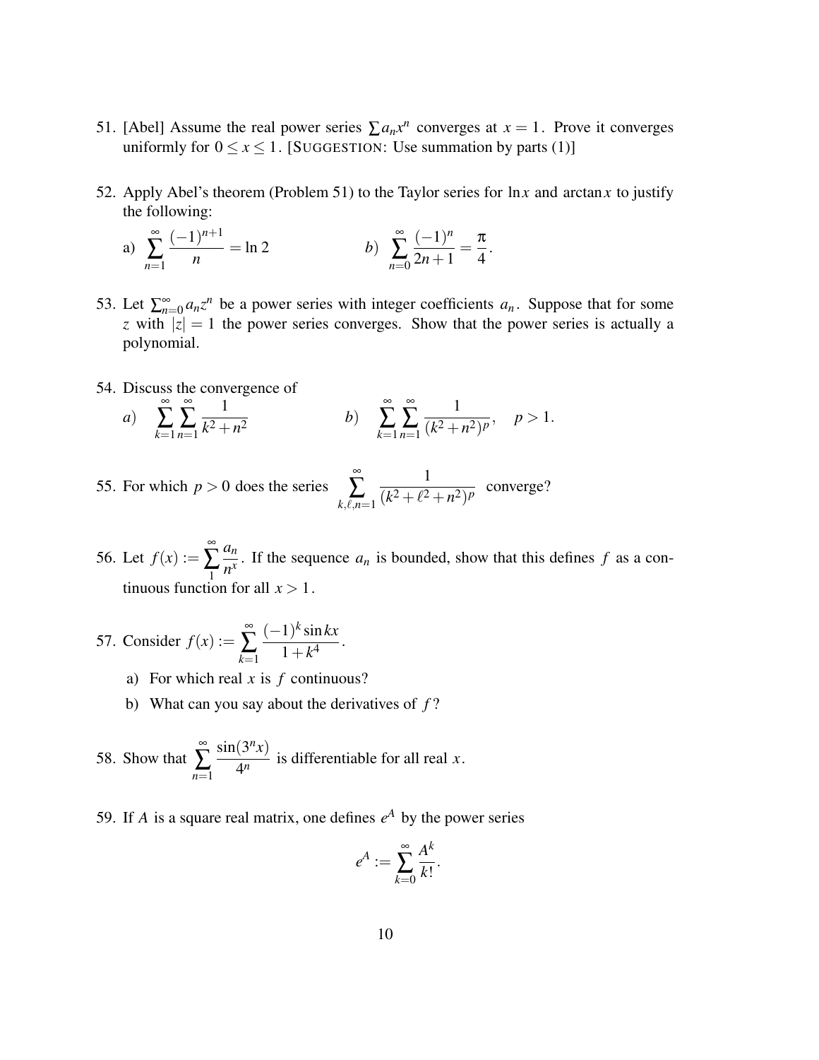51. [Abel] Assume the real power series $\sum a_n x^n$ converges at $x = 1$. Prove it converges uniformly for $0 \le x \le 1$. [SUGGESTION: Use summation by parts (1)]

52. Apply Abel's theorem (Problem 51) to the Taylor series for $\ln x$ and $\arctan x$ to justify the following:

    a) $\displaystyle\sum_{n=1}^{\infty} \frac{(-1)^{n+1}}{n} = \ln 2$ $\qquad$ *b)* $\displaystyle\sum_{n=0}^{\infty} \frac{(-1)^n}{2n+1} = \frac{\pi}{4}$.

53. Let $\sum_{n=0}^{\infty} a_n z^n$ be a power series with integer coefficients $a_n$. Suppose that for some $z$ with $|z| = 1$ the power series converges. Show that the power series is actually a polynomial.

54. Discuss the convergence of

    *a)* $\displaystyle\sum_{k=1}^{\infty}\sum_{n=1}^{\infty} \frac{1}{k^2+n^2}$ $\qquad$ *b)* $\displaystyle\sum_{k=1}^{\infty}\sum_{n=1}^{\infty} \frac{1}{(k^2+n^2)^p}, \quad p > 1.$

55. For which $p > 0$ does the series $\displaystyle\sum_{k,\ell,n=1}^{\infty} \frac{1}{(k^2+\ell^2+n^2)^p}$ converge?

56. Let $f(x) := \displaystyle\sum_{1}^{\infty} \frac{a_n}{n^x}$. If the sequence $a_n$ is bounded, show that this defines $f$ as a continuous function for all $x > 1$.

57. Consider $f(x) := \displaystyle\sum_{k=1}^{\infty} \frac{(-1)^k \sin kx}{1+k^4}$.

    a) For which real $x$ is $f$ continuous?

    b) What can you say about the derivatives of $f$?

58. Show that $\displaystyle\sum_{n=1}^{\infty} \frac{\sin(3^n x)}{4^n}$ is differentiable for all real $x$.

59. If $A$ is a square real matrix, one defines $e^A$ by the power series

$$e^A := \sum_{k=0}^{\infty} \frac{A^k}{k!}.$$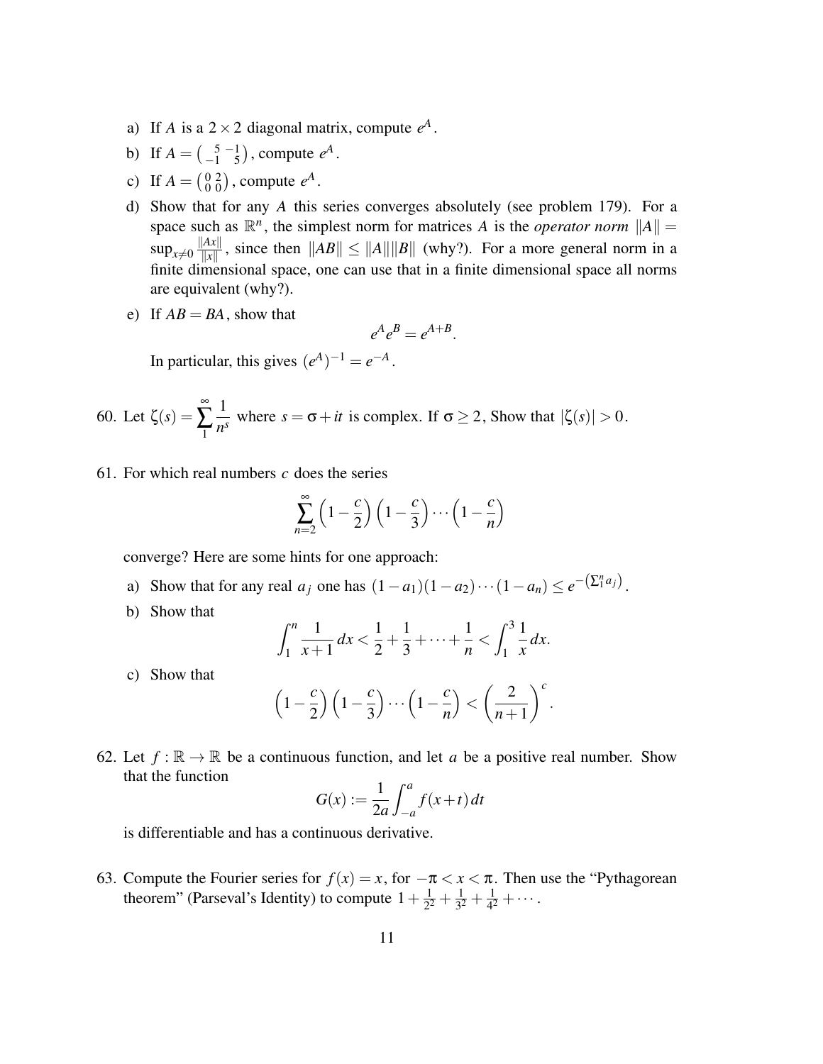a) If $A$ is a $2 \times 2$ diagonal matrix, compute $e^A$.

b) If $A = \begin{pmatrix} 5 & -1 \\ -1 & 5 \end{pmatrix}$, compute $e^A$.

c) If $A = \begin{pmatrix} 0 & 2 \\ 0 & 0 \end{pmatrix}$, compute $e^A$.

d) Show that for any $A$ this series converges absolutely (see problem 179). For a space such as $\mathbb{R}^n$, the simplest norm for matrices $A$ is the *operator norm* $\|A\| = \sup_{x \neq 0} \frac{\|Ax\|}{\|x\|}$, since then $\|AB\| \leq \|A\|\|B\|$ (why?). For a more general norm in a finite dimensional space, one can use that in a finite dimensional space all norms are equivalent (why?).

e) If $AB = BA$, show that

$$e^A e^B = e^{A+B}.$$

In particular, this gives $(e^A)^{-1} = e^{-A}$.

60. Let $\zeta(s) = \displaystyle\sum_1^\infty \frac{1}{n^s}$ where $s = \sigma + it$ is complex. If $\sigma \geq 2$, Show that $|\zeta(s)| > 0$.

61. For which real numbers $c$ does the series

$$\sum_{n=2}^{\infty} \left(1 - \frac{c}{2}\right)\left(1 - \frac{c}{3}\right) \cdots \left(1 - \frac{c}{n}\right)$$

converge? Here are some hints for one approach:

a) Show that for any real $a_j$ one has $(1-a_1)(1-a_2)\cdots(1-a_n) \leq e^{-\left(\Sigma_1^n a_j\right)}$.

b) Show that

$$\int_1^n \frac{1}{x+1}\,dx < \frac{1}{2} + \frac{1}{3} + \cdots + \frac{1}{n} < \int_1^3 \frac{1}{x}\,dx.$$

c) Show that

$$\left(1 - \frac{c}{2}\right)\left(1 - \frac{c}{3}\right) \cdots \left(1 - \frac{c}{n}\right) < \left(\frac{2}{n+1}\right)^c.$$

62. Let $f : \mathbb{R} \to \mathbb{R}$ be a continuous function, and let $a$ be a positive real number. Show that the function

$$G(x) := \frac{1}{2a}\int_{-a}^{a} f(x+t)\,dt$$

is differentiable and has a continuous derivative.

63. Compute the Fourier series for $f(x) = x$, for $-\pi < x < \pi$. Then use the "Pythagorean theorem" (Parseval's Identity) to compute $1 + \frac{1}{2^2} + \frac{1}{3^2} + \frac{1}{4^2} + \cdots$.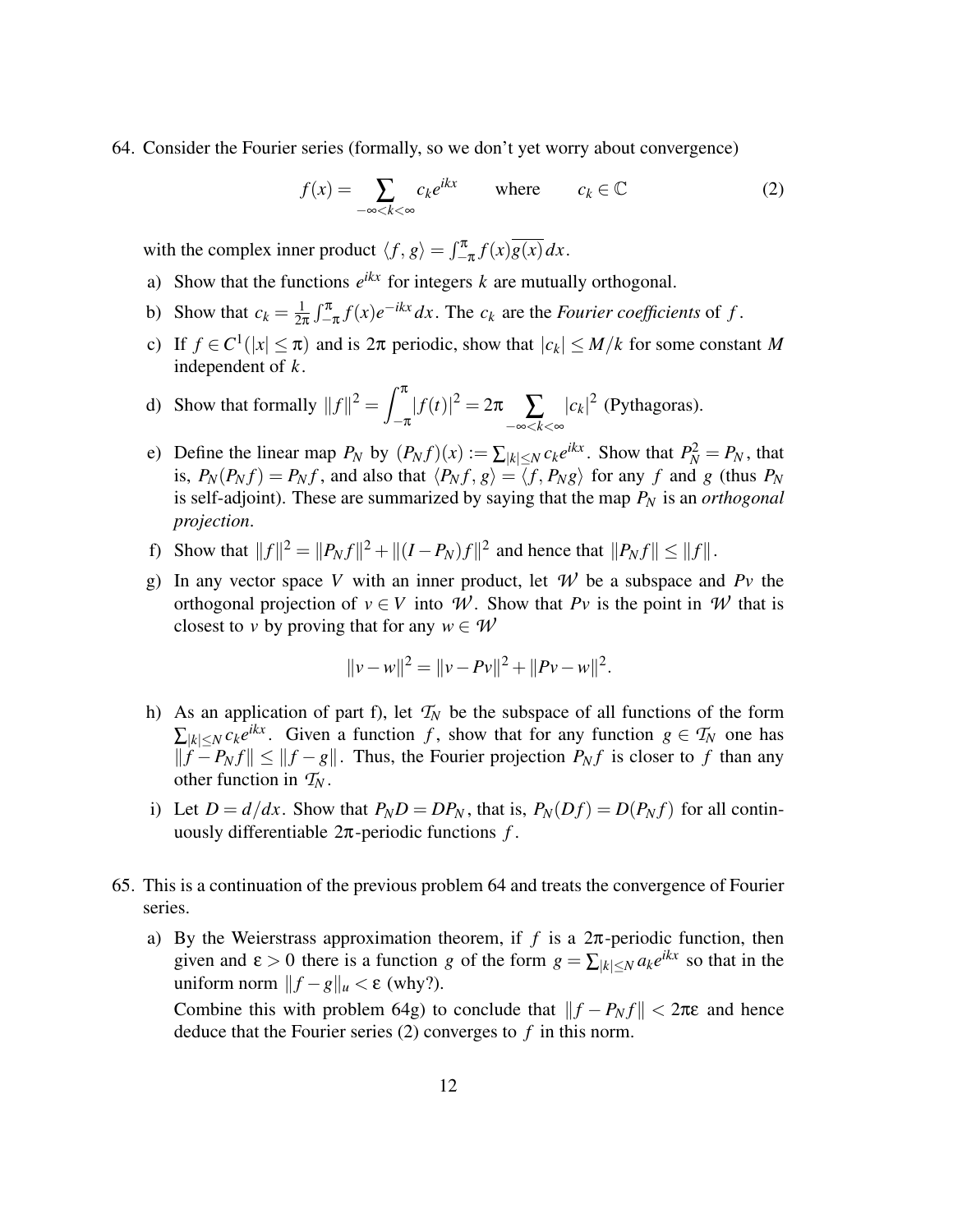64. Consider the Fourier series (formally, so we don't yet worry about convergence)

$$f(x) = \sum_{-\infty<k<\infty} c_k e^{ikx} \qquad \text{where} \qquad c_k \in \mathbb{C} \tag{2}$$

with the complex inner product $\langle f, g\rangle = \int_{-\pi}^{\pi} f(x)\overline{g(x)}\,dx$.

a) Show that the functions $e^{ikx}$ for integers $k$ are mutually orthogonal.

b) Show that $c_k = \frac{1}{2\pi}\int_{-\pi}^{\pi} f(x)e^{-ikx}\,dx$. The $c_k$ are the *Fourier coefficients* of $f$.

c) If $f \in C^1(|x| \le \pi)$ and is $2\pi$ periodic, show that $|c_k| \le M/k$ for some constant $M$ independent of $k$.

d) Show that formally $\|f\|^2 = \displaystyle\int_{-\pi}^{\pi} |f(t)|^2 = 2\pi \sum_{-\infty<k<\infty} |c_k|^2$ (Pythagoras).

e) Define the linear map $P_N$ by $(P_N f)(x) := \sum_{|k|\le N} c_k e^{ikx}$. Show that $P_N^2 = P_N$, that is, $P_N(P_N f) = P_N f$, and also that $\langle P_N f, g\rangle = \langle f, P_N g\rangle$ for any $f$ and $g$ (thus $P_N$ is self-adjoint). These are summarized by saying that the map $P_N$ is an *orthogonal projection*.

f) Show that $\|f\|^2 = \|P_N f\|^2 + \|(I - P_N)f\|^2$ and hence that $\|P_N f\| \le \|f\|$.

g) In any vector space $V$ with an inner product, let $\mathcal{W}$ be a subspace and $Pv$ the orthogonal projection of $v \in V$ into $\mathcal{W}$. Show that $Pv$ is the point in $\mathcal{W}$ that is closest to $v$ by proving that for any $w \in \mathcal{W}$

$$\|v - w\|^2 = \|v - Pv\|^2 + \|Pv - w\|^2.$$

h) As an application of part f), let $\mathcal{T}_N$ be the subspace of all functions of the form $\sum_{|k|\le N} c_k e^{ikx}$. Given a function $f$, show that for any function $g \in \mathcal{T}_N$ one has $\|f - P_N f\| \le \|f - g\|$. Thus, the Fourier projection $P_N f$ is closer to $f$ than any other function in $\mathcal{T}_N$.

i) Let $D = d/dx$. Show that $P_N D = D P_N$, that is, $P_N(Df) = D(P_N f)$ for all continuously differentiable $2\pi$-periodic functions $f$.

65. This is a continuation of the previous problem 64 and treats the convergence of Fourier series.

a) By the Weierstrass approximation theorem, if $f$ is a $2\pi$-periodic function, then given and $\varepsilon > 0$ there is a function $g$ of the form $g = \sum_{|k|\le N} a_k e^{ikx}$ so that in the uniform norm $\|f - g\|_u < \varepsilon$ (why?).

Combine this with problem 64g) to conclude that $\|f - P_N f\| < 2\pi\varepsilon$ and hence deduce that the Fourier series (2) converges to $f$ in this norm.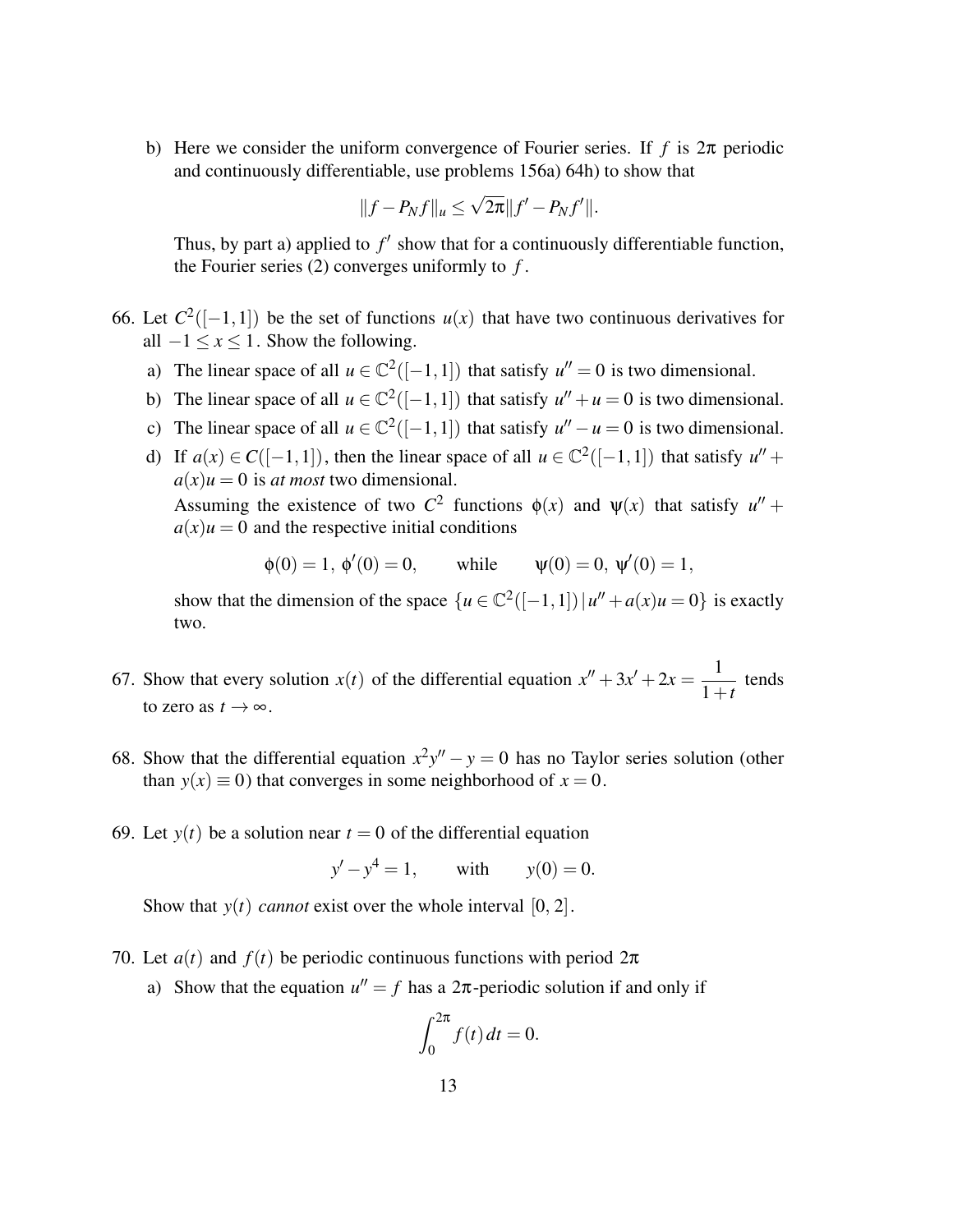b) Here we consider the uniform convergence of Fourier series. If $f$ is $2\pi$ periodic and continuously differentiable, use problems 156a) 64h) to show that

$$\|f - P_N f\|_u \leq \sqrt{2\pi}\|f' - P_N f'\|.$$

Thus, by part a) applied to $f'$ show that for a continuously differentiable function, the Fourier series (2) converges uniformly to $f$.

66. Let $C^2([-1,1])$ be the set of functions $u(x)$ that have two continuous derivatives for all $-1 \leq x \leq 1$. Show the following.

    a) The linear space of all $u \in \mathbb{C}^2([-1,1])$ that satisfy $u'' = 0$ is two dimensional.

    b) The linear space of all $u \in \mathbb{C}^2([-1,1])$ that satisfy $u'' + u = 0$ is two dimensional.

    c) The linear space of all $u \in \mathbb{C}^2([-1,1])$ that satisfy $u'' - u = 0$ is two dimensional.

    d) If $a(x) \in C([-1,1])$, then the linear space of all $u \in \mathbb{C}^2([-1,1])$ that satisfy $u'' + a(x)u = 0$ is *at most* two dimensional.
    Assuming the existence of two $C^2$ functions $\phi(x)$ and $\psi(x)$ that satisfy $u'' + a(x)u = 0$ and the respective initial conditions

    $$\phi(0) = 1,\ \phi'(0) = 0, \qquad \text{while} \qquad \psi(0) = 0,\ \psi'(0) = 1,$$

    show that the dimension of the space $\{u \in \mathbb{C}^2([-1,1]) \,|\, u'' + a(x)u = 0\}$ is exactly two.

67. Show that every solution $x(t)$ of the differential equation $x'' + 3x' + 2x = \dfrac{1}{1+t}$ tends to zero as $t \to \infty$.

68. Show that the differential equation $x^2y'' - y = 0$ has no Taylor series solution (other than $y(x) \equiv 0$) that converges in some neighborhood of $x = 0$.

69. Let $y(t)$ be a solution near $t = 0$ of the differential equation

    $$y' - y^4 = 1, \qquad \text{with} \qquad y(0) = 0.$$

    Show that $y(t)$ *cannot* exist over the whole interval $[0, 2]$.

70. Let $a(t)$ and $f(t)$ be periodic continuous functions with period $2\pi$

    a) Show that the equation $u'' = f$ has a $2\pi$-periodic solution if and only if

    $$\int_0^{2\pi} f(t)\,dt = 0.$$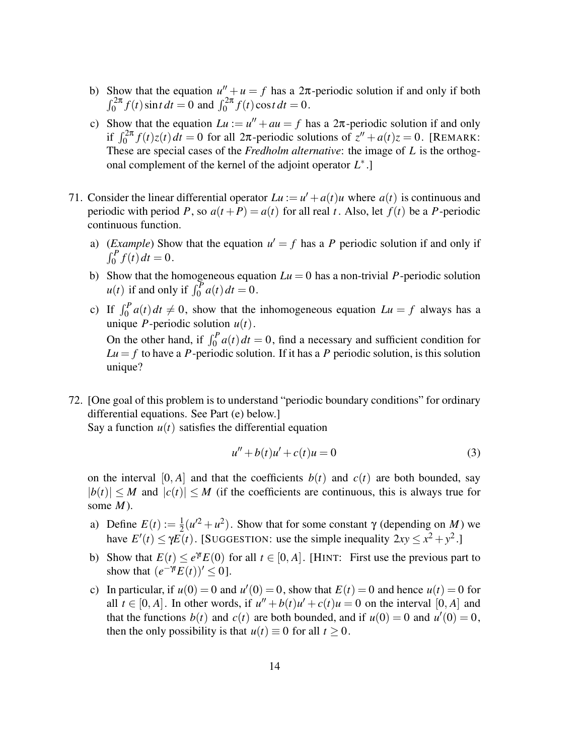b) Show that the equation $u'' + u = f$ has a $2\pi$-periodic solution if and only if both $\int_0^{2\pi} f(t)\sin t\, dt = 0$ and $\int_0^{2\pi} f(t)\cos t\, dt = 0$.

c) Show that the equation $Lu := u'' + au = f$ has a $2\pi$-periodic solution if and only if $\int_0^{2\pi} f(t)z(t)\, dt = 0$ for all $2\pi$-periodic solutions of $z'' + a(t)z = 0$. [REMARK: These are special cases of the *Fredholm alternative*: the image of $L$ is the orthogonal complement of the kernel of the adjoint operator $L^*$.]

71. Consider the linear differential operator $Lu := u' + a(t)u$ where $a(t)$ is continuous and periodic with period $P$, so $a(t+P) = a(t)$ for all real $t$. Also, let $f(t)$ be a $P$-periodic continuous function.

a) (*Example*) Show that the equation $u' = f$ has a $P$ periodic solution if and only if $\int_0^P f(t)\, dt = 0$.

b) Show that the homogeneous equation $Lu = 0$ has a non-trivial $P$-periodic solution $u(t)$ if and only if $\int_0^P a(t)\, dt = 0$.

c) If $\int_0^P a(t)\, dt \neq 0$, show that the inhomogeneous equation $Lu = f$ always has a unique $P$-periodic solution $u(t)$.
On the other hand, if $\int_0^P a(t)\, dt = 0$, find a necessary and sufficient condition for $Lu = f$ to have a $P$-periodic solution. If it has a $P$ periodic solution, is this solution unique?

72. [One goal of this problem is to understand "periodic boundary conditions" for ordinary differential equations. See Part (e) below.]
Say a function $u(t)$ satisfies the differential equation

$$u'' + b(t)u' + c(t)u = 0 \tag{3}$$

on the interval $[0, A]$ and that the coefficients $b(t)$ and $c(t)$ are both bounded, say $|b(t)| \leq M$ and $|c(t)| \leq M$ (if the coefficients are continuous, this is always true for some $M$).

a) Define $E(t) := \frac{1}{2}(u'^2 + u^2)$. Show that for some constant $\gamma$ (depending on $M$) we have $E'(t) \leq \gamma E(t)$. [SUGGESTION: use the simple inequality $2xy \leq x^2 + y^2$.]

b) Show that $E(t) \leq e^{\gamma t} E(0)$ for all $t \in [0, A]$. [HINT: First use the previous part to show that $(e^{-\gamma t} E(t))' \leq 0$].

c) In particular, if $u(0) = 0$ and $u'(0) = 0$, show that $E(t) = 0$ and hence $u(t) = 0$ for all $t \in [0, A]$. In other words, if $u'' + b(t)u' + c(t)u = 0$ on the interval $[0, A]$ and that the functions $b(t)$ and $c(t)$ are both bounded, and if $u(0) = 0$ and $u'(0) = 0$, then the only possibility is that $u(t) \equiv 0$ for all $t \geq 0$.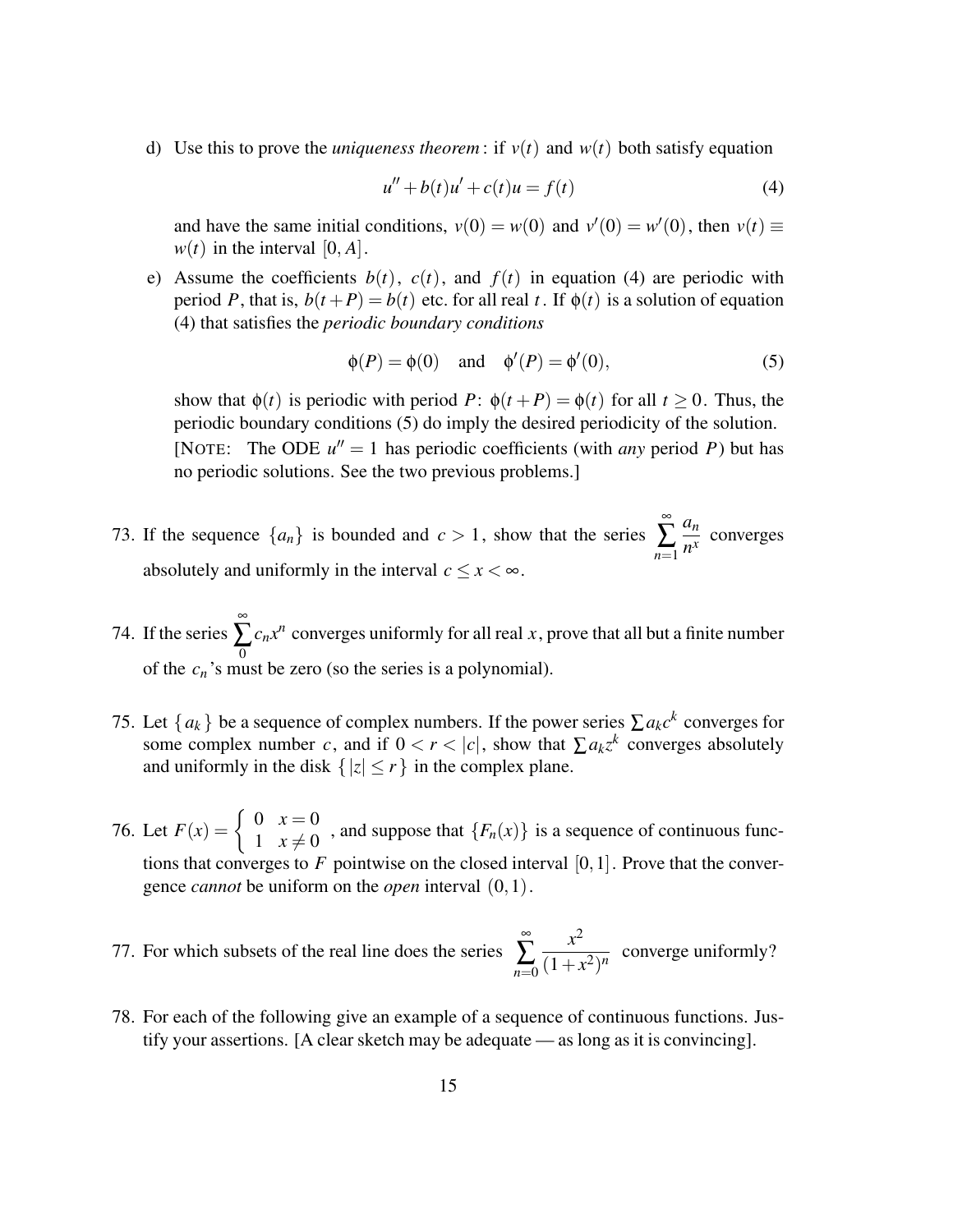d) Use this to prove the *uniqueness theorem*: if $v(t)$ and $w(t)$ both satisfy equation

$$u'' + b(t)u' + c(t)u = f(t) \tag{4}$$

and have the same initial conditions, $v(0) = w(0)$ and $v'(0) = w'(0)$, then $v(t) \equiv w(t)$ in the interval $[0, A]$.

e) Assume the coefficients $b(t)$, $c(t)$, and $f(t)$ in equation (4) are periodic with period $P$, that is, $b(t+P) = b(t)$ etc. for all real $t$. If $\phi(t)$ is a solution of equation (4) that satisfies the *periodic boundary conditions*

$$\phi(P) = \phi(0) \quad \text{and} \quad \phi'(P) = \phi'(0), \tag{5}$$

show that $\phi(t)$ is periodic with period $P$: $\phi(t+P) = \phi(t)$ for all $t \geq 0$. Thus, the periodic boundary conditions (5) do imply the desired periodicity of the solution. [NOTE: The ODE $u'' = 1$ has periodic coefficients (with *any* period $P$) but has no periodic solutions. See the two previous problems.]

73. If the sequence $\{a_n\}$ is bounded and $c > 1$, show that the series $\displaystyle\sum_{n=1}^{\infty} \frac{a_n}{n^x}$ converges absolutely and uniformly in the interval $c \leq x < \infty$.

74. If the series $\displaystyle\sum_{0}^{\infty} c_n x^n$ converges uniformly for all real $x$, prove that all but a finite number of the $c_n$'s must be zero (so the series is a polynomial).

75. Let $\{a_k\}$ be a sequence of complex numbers. If the power series $\sum a_k c^k$ converges for some complex number $c$, and if $0 < r < |c|$, show that $\sum a_k z^k$ converges absolutely and uniformly in the disk $\{|z| \leq r\}$ in the complex plane.

76. Let $F(x) = \begin{cases} 0 & x = 0 \\ 1 & x \neq 0 \end{cases}$, and suppose that $\{F_n(x)\}$ is a sequence of continuous functions that converges to $F$ pointwise on the closed interval $[0, 1]$. Prove that the convergence *cannot* be uniform on the *open* interval $(0, 1)$.

77. For which subsets of the real line does the series $\displaystyle\sum_{n=0}^{\infty} \frac{x^2}{(1+x^2)^n}$ converge uniformly?

78. For each of the following give an example of a sequence of continuous functions. Justify your assertions. [A clear sketch may be adequate — as long as it is convincing].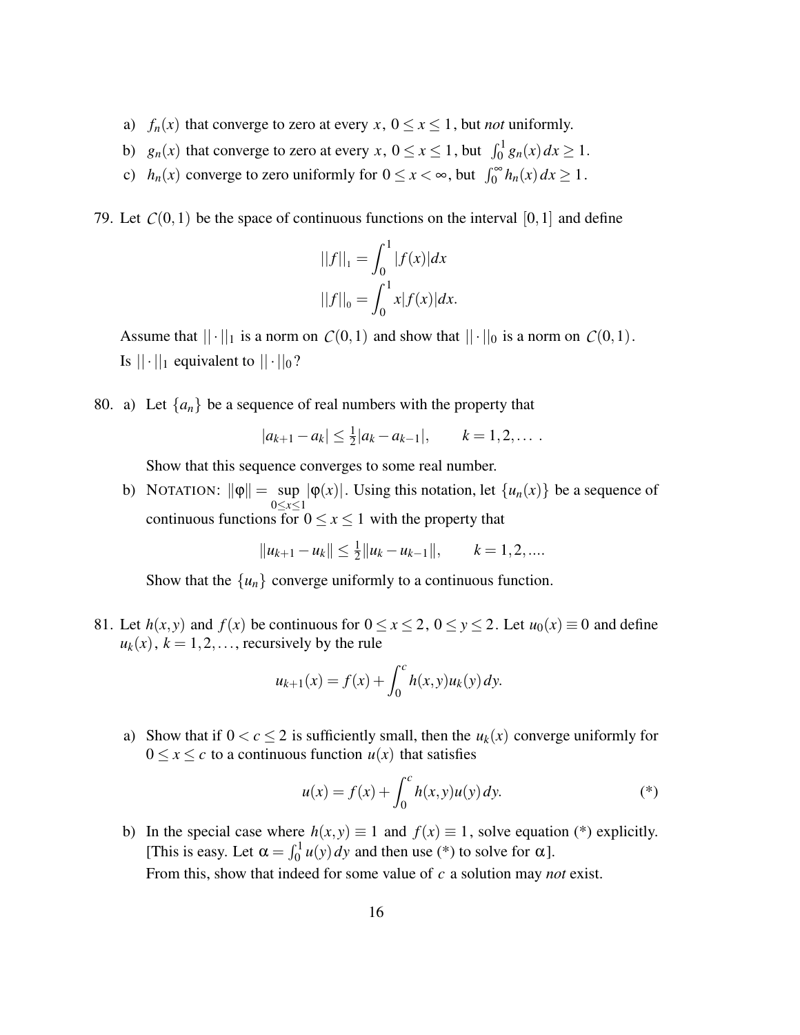a) $f_n(x)$ that converge to zero at every $x$, $0 \le x \le 1$, but *not* uniformly.

b) $g_n(x)$ that converge to zero at every $x$, $0 \le x \le 1$, but $\int_0^1 g_n(x)\,dx \ge 1$.

c) $h_n(x)$ converge to zero uniformly for $0 \le x < \infty$, but $\int_0^\infty h_n(x)\,dx \ge 1$.

79. Let $\mathcal{C}(0,1)$ be the space of continuous functions on the interval $[0,1]$ and define

$$||f||_1 = \int_0^1 |f(x)|dx$$
$$||f||_0 = \int_0^1 x|f(x)|dx.$$

Assume that $||\cdot||_1$ is a norm on $\mathcal{C}(0,1)$ and show that $||\cdot||_0$ is a norm on $\mathcal{C}(0,1)$. Is $||\cdot||_1$ equivalent to $||\cdot||_0$?

80. a) Let $\{a_n\}$ be a sequence of real numbers with the property that

$$|a_{k+1} - a_k| \le \tfrac{1}{2}|a_k - a_{k-1}|, \qquad k = 1, 2, \dots .$$

Show that this sequence converges to some real number.

b) NOTATION: $\|\varphi\| = \sup_{0 \le x \le 1} |\varphi(x)|$. Using this notation, let $\{u_n(x)\}$ be a sequence of continuous functions for $0 \le x \le 1$ with the property that

$$\|u_{k+1} - u_k\| \le \tfrac{1}{2}\|u_k - u_{k-1}\|, \qquad k = 1, 2, \dots .$$

Show that the $\{u_n\}$ converge uniformly to a continuous function.

81. Let $h(x,y)$ and $f(x)$ be continuous for $0 \le x \le 2$, $0 \le y \le 2$. Let $u_0(x) \equiv 0$ and define $u_k(x)$, $k = 1, 2, \dots$, recursively by the rule

$$u_{k+1}(x) = f(x) + \int_0^c h(x,y)u_k(y)\,dy.$$

a) Show that if $0 < c \le 2$ is sufficiently small, then the $u_k(x)$ converge uniformly for $0 \le x \le c$ to a continuous function $u(x)$ that satisfies

$$u(x) = f(x) + \int_0^c h(x,y)u(y)\,dy. \tag{*}$$

b) In the special case where $h(x,y) \equiv 1$ and $f(x) \equiv 1$, solve equation (*) explicitly. [This is easy. Let $\alpha = \int_0^1 u(y)\,dy$ and then use (*) to solve for $\alpha$].
From this, show that indeed for some value of $c$ a solution may *not* exist.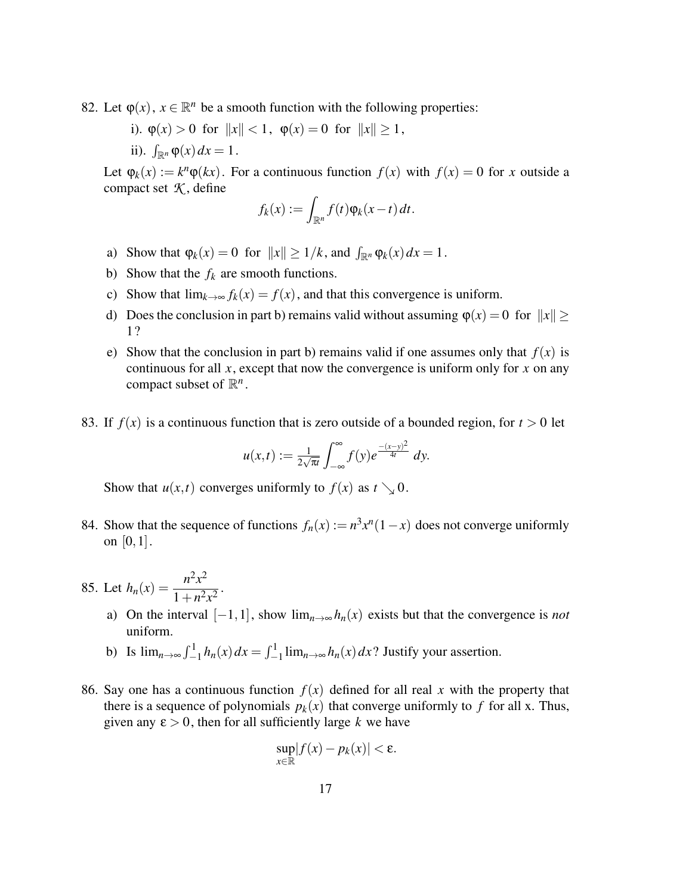82. Let $\varphi(x)$, $x \in \mathbb{R}^n$ be a smooth function with the following properties:

    i). $\varphi(x) > 0$ for $\|x\| < 1$, $\varphi(x) = 0$ for $\|x\| \geq 1$,

    ii). $\int_{\mathbb{R}^n} \varphi(x)\, dx = 1$.

    Let $\varphi_k(x) := k^n \varphi(kx)$. For a continuous function $f(x)$ with $f(x) = 0$ for $x$ outside a compact set $\mathcal{K}$, define

    $$f_k(x) := \int_{\mathbb{R}^n} f(t)\varphi_k(x-t)\, dt.$$

    a) Show that $\varphi_k(x) = 0$ for $\|x\| \geq 1/k$, and $\int_{\mathbb{R}^n} \varphi_k(x)\, dx = 1$.

    b) Show that the $f_k$ are smooth functions.

    c) Show that $\lim_{k\to\infty} f_k(x) = f(x)$, and that this convergence is uniform.

    d) Does the conclusion in part b) remains valid without assuming $\varphi(x) = 0$ for $\|x\| \geq 1$?

    e) Show that the conclusion in part b) remains valid if one assumes only that $f(x)$ is continuous for all $x$, except that now the convergence is uniform only for $x$ on any compact subset of $\mathbb{R}^n$.

83. If $f(x)$ is a continuous function that is zero outside of a bounded region, for $t > 0$ let

    $$u(x,t) := \tfrac{1}{2\sqrt{\pi t}} \int_{-\infty}^{\infty} f(y) e^{\frac{-(x-y)^2}{4t}}\, dy.$$

    Show that $u(x,t)$ converges uniformly to $f(x)$ as $t \searrow 0$.

84. Show that the sequence of functions $f_n(x) := n^3 x^n (1-x)$ does not converge uniformly on $[0,1]$.

85. Let $h_n(x) = \dfrac{n^2x^2}{1+n^2x^2}$.

    a) On the interval $[-1,1]$, show $\lim_{n\to\infty} h_n(x)$ exists but that the convergence is *not* uniform.

    b) Is $\lim_{n\to\infty} \int_{-1}^{1} h_n(x)\, dx = \int_{-1}^{1} \lim_{n\to\infty} h_n(x)\, dx$? Justify your assertion.

86. Say one has a continuous function $f(x)$ defined for all real $x$ with the property that there is a sequence of polynomials $p_k(x)$ that converge uniformly to $f$ for all x. Thus, given any $\varepsilon > 0$, then for all sufficiently large $k$ we have

    $$\sup_{x\in\mathbb{R}} |f(x) - p_k(x)| < \varepsilon.$$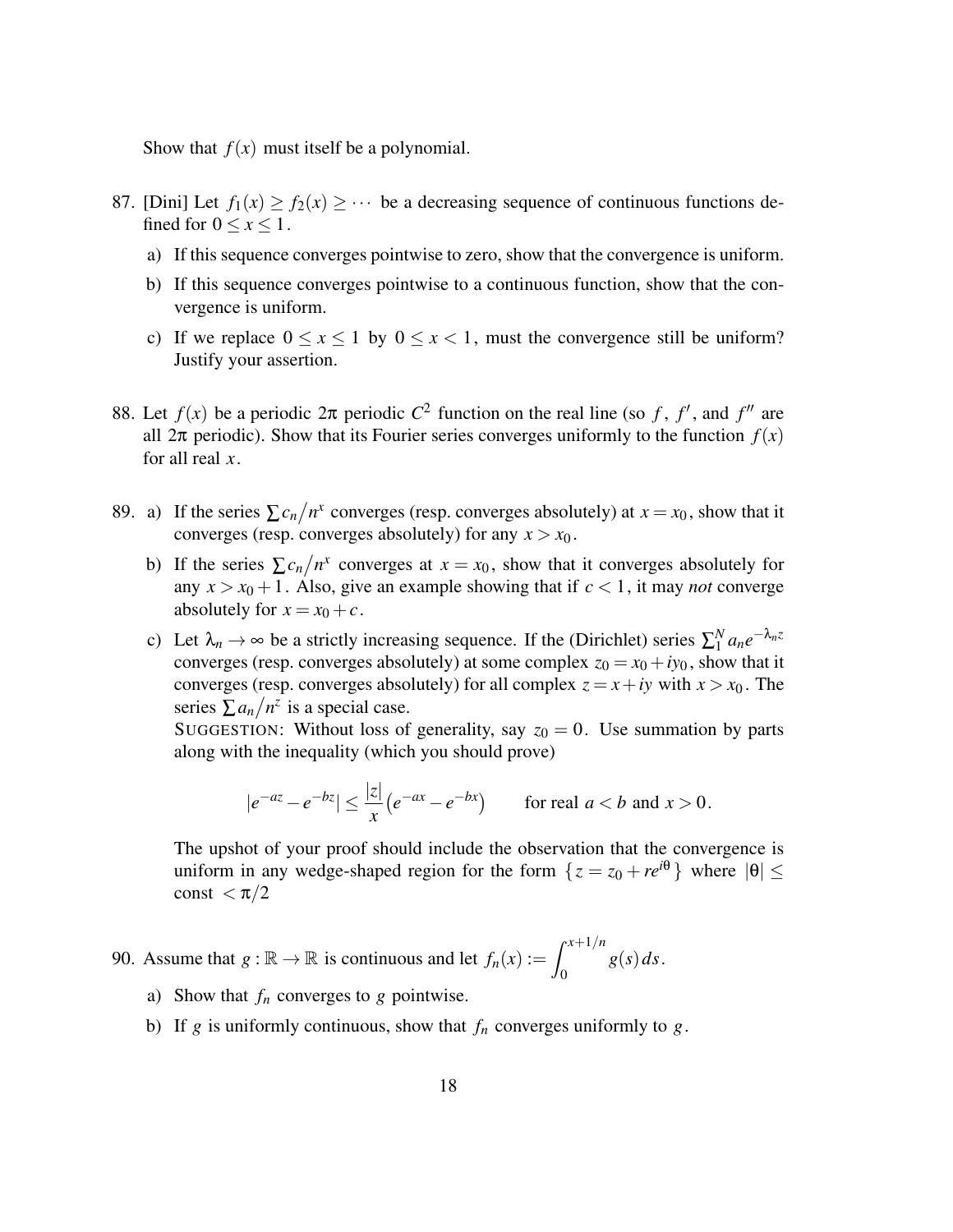Show that $f(x)$ must itself be a polynomial.

87. [Dini] Let $f_1(x) \geq f_2(x) \geq \cdots$ be a decreasing sequence of continuous functions defined for $0 \leq x \leq 1$.

    a) If this sequence converges pointwise to zero, show that the convergence is uniform.

    b) If this sequence converges pointwise to a continuous function, show that the convergence is uniform.

    c) If we replace $0 \leq x \leq 1$ by $0 \leq x < 1$, must the convergence still be uniform? Justify your assertion.

88. Let $f(x)$ be a periodic $2\pi$ periodic $C^2$ function on the real line (so $f$, $f'$, and $f''$ are all $2\pi$ periodic). Show that its Fourier series converges uniformly to the function $f(x)$ for all real $x$.

89. a) If the series $\sum c_n/n^x$ converges (resp. converges absolutely) at $x = x_0$, show that it converges (resp. converges absolutely) for any $x > x_0$.

    b) If the series $\sum c_n/n^x$ converges at $x = x_0$, show that it converges absolutely for any $x > x_0 + 1$. Also, give an example showing that if $c < 1$, it may *not* converge absolutely for $x = x_0 + c$.

    c) Let $\lambda_n \to \infty$ be a strictly increasing sequence. If the (Dirichlet) series $\sum_1^N a_n e^{-\lambda_n z}$ converges (resp. converges absolutely) at some complex $z_0 = x_0 + iy_0$, show that it converges (resp. converges absolutely) for all complex $z = x + iy$ with $x > x_0$. The series $\sum a_n/n^z$ is a special case.

       SUGGESTION: Without loss of generality, say $z_0 = 0$. Use summation by parts along with the inequality (which you should prove)

$$|e^{-az} - e^{-bz}| \leq \frac{|z|}{x}\left(e^{-ax} - e^{-bx}\right) \qquad \text{for real } a < b \text{ and } x > 0.$$

       The upshot of your proof should include the observation that the convergence is uniform in any wedge-shaped region for the form $\{z = z_0 + re^{i\theta}\}$ where $|\theta| \leq$ const $< \pi/2$

90. Assume that $g : \mathbb{R} \to \mathbb{R}$ is continuous and let $f_n(x) := \displaystyle\int_0^{x+1/n} g(s)\, ds$.

    a) Show that $f_n$ converges to $g$ pointwise.

    b) If $g$ is uniformly continuous, show that $f_n$ converges uniformly to $g$.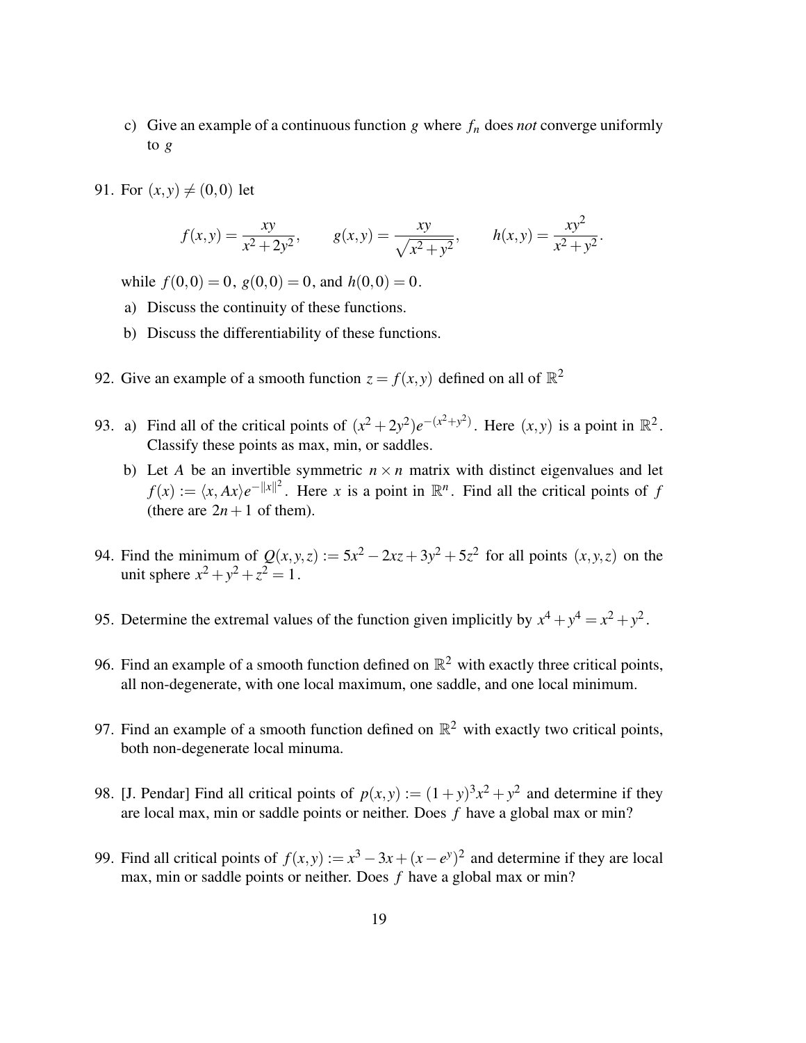c) Give an example of a continuous function $g$ where $f_n$ does *not* converge uniformly to $g$

91. For $(x,y) \neq (0,0)$ let

$$f(x,y) = \frac{xy}{x^2+2y^2}, \qquad g(x,y) = \frac{xy}{\sqrt{x^2+y^2}}, \qquad h(x,y) = \frac{xy^2}{x^2+y^2}.$$

while $f(0,0) = 0$, $g(0,0) = 0$, and $h(0,0) = 0$.

a) Discuss the continuity of these functions.

b) Discuss the differentiability of these functions.

92. Give an example of a smooth function $z = f(x,y)$ defined on all of $\mathbb{R}^2$

93. a) Find all of the critical points of $(x^2+2y^2)e^{-(x^2+y^2)}$. Here $(x,y)$ is a point in $\mathbb{R}^2$. Classify these points as max, min, or saddles.

b) Let $A$ be an invertible symmetric $n \times n$ matrix with distinct eigenvalues and let $f(x) := \langle x, Ax \rangle e^{-\|x\|^2}$. Here $x$ is a point in $\mathbb{R}^n$. Find all the critical points of $f$ (there are $2n+1$ of them).

94. Find the minimum of $Q(x,y,z) := 5x^2 - 2xz + 3y^2 + 5z^2$ for all points $(x,y,z)$ on the unit sphere $x^2+y^2+z^2 = 1$.

95. Determine the extremal values of the function given implicitly by $x^4+y^4 = x^2+y^2$.

96. Find an example of a smooth function defined on $\mathbb{R}^2$ with exactly three critical points, all non-degenerate, with one local maximum, one saddle, and one local minimum.

97. Find an example of a smooth function defined on $\mathbb{R}^2$ with exactly two critical points, both non-degenerate local minuma.

98. [J. Pendar] Find all critical points of $p(x,y) := (1+y)^3x^2 + y^2$ and determine if they are local max, min or saddle points or neither. Does $f$ have a global max or min?

99. Find all critical points of $f(x,y) := x^3 - 3x + (x - e^y)^2$ and determine if they are local max, min or saddle points or neither. Does $f$ have a global max or min?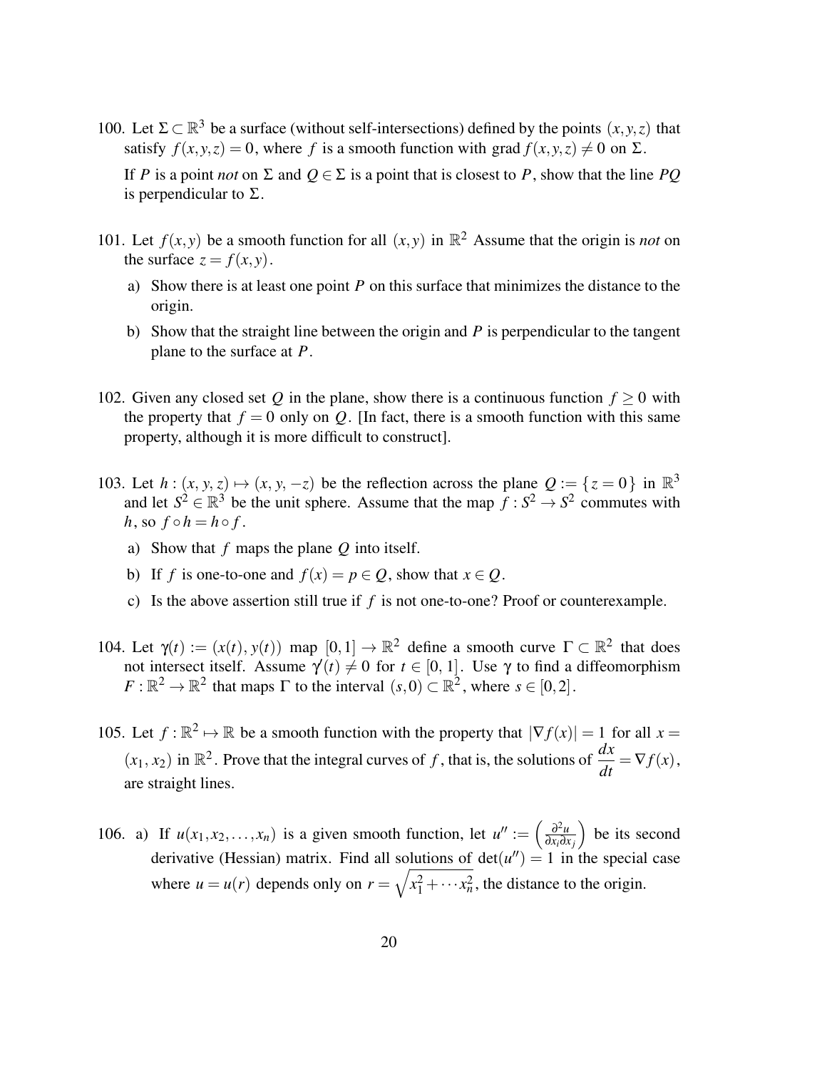100. Let $\Sigma \subset \mathbb{R}^3$ be a surface (without self-intersections) defined by the points $(x,y,z)$ that satisfy $f(x,y,z) = 0$, where $f$ is a smooth function with $\operatorname{grad} f(x,y,z) \neq 0$ on $\Sigma$.

    If $P$ is a point *not* on $\Sigma$ and $Q \in \Sigma$ is a point that is closest to $P$, show that the line $PQ$ is perpendicular to $\Sigma$.

101. Let $f(x,y)$ be a smooth function for all $(x,y)$ in $\mathbb{R}^2$ Assume that the origin is *not* on the surface $z = f(x,y)$.

    a) Show there is at least one point $P$ on this surface that minimizes the distance to the origin.

    b) Show that the straight line between the origin and $P$ is perpendicular to the tangent plane to the surface at $P$.

102. Given any closed set $Q$ in the plane, show there is a continuous function $f \geq 0$ with the property that $f = 0$ only on $Q$. [In fact, there is a smooth function with this same property, although it is more difficult to construct].

103. Let $h : (x, y, z) \mapsto (x, y, -z)$ be the reflection across the plane $Q := \{z = 0\}$ in $\mathbb{R}^3$ and let $S^2 \in \mathbb{R}^3$ be the unit sphere. Assume that the map $f : S^2 \to S^2$ commutes with $h$, so $f \circ h = h \circ f$.

    a) Show that $f$ maps the plane $Q$ into itself.

    b) If $f$ is one-to-one and $f(x) = p \in Q$, show that $x \in Q$.

    c) Is the above assertion still true if $f$ is not one-to-one? Proof or counterexample.

104. Let $\gamma(t) := (x(t), y(t))$ map $[0,1] \to \mathbb{R}^2$ define a smooth curve $\Gamma \subset \mathbb{R}^2$ that does not intersect itself. Assume $\gamma'(t) \neq 0$ for $t \in [0,1]$. Use $\gamma$ to find a diffeomorphism $F : \mathbb{R}^2 \to \mathbb{R}^2$ that maps $\Gamma$ to the interval $(s,0) \subset \mathbb{R}^2$, where $s \in [0,2]$.

105. Let $f : \mathbb{R}^2 \mapsto \mathbb{R}$ be a smooth function with the property that $|\nabla f(x)| = 1$ for all $x = (x_1, x_2)$ in $\mathbb{R}^2$. Prove that the integral curves of $f$, that is, the solutions of $\dfrac{dx}{dt} = \nabla f(x)$, are straight lines.

106. a) If $u(x_1, x_2, \ldots, x_n)$ is a given smooth function, let $u'' := \left(\frac{\partial^2 u}{\partial x_i \partial x_j}\right)$ be its second derivative (Hessian) matrix. Find all solutions of $\det(u'') = 1$ in the special case where $u = u(r)$ depends only on $r = \sqrt{x_1^2 + \cdots x_n^2}$, the distance to the origin.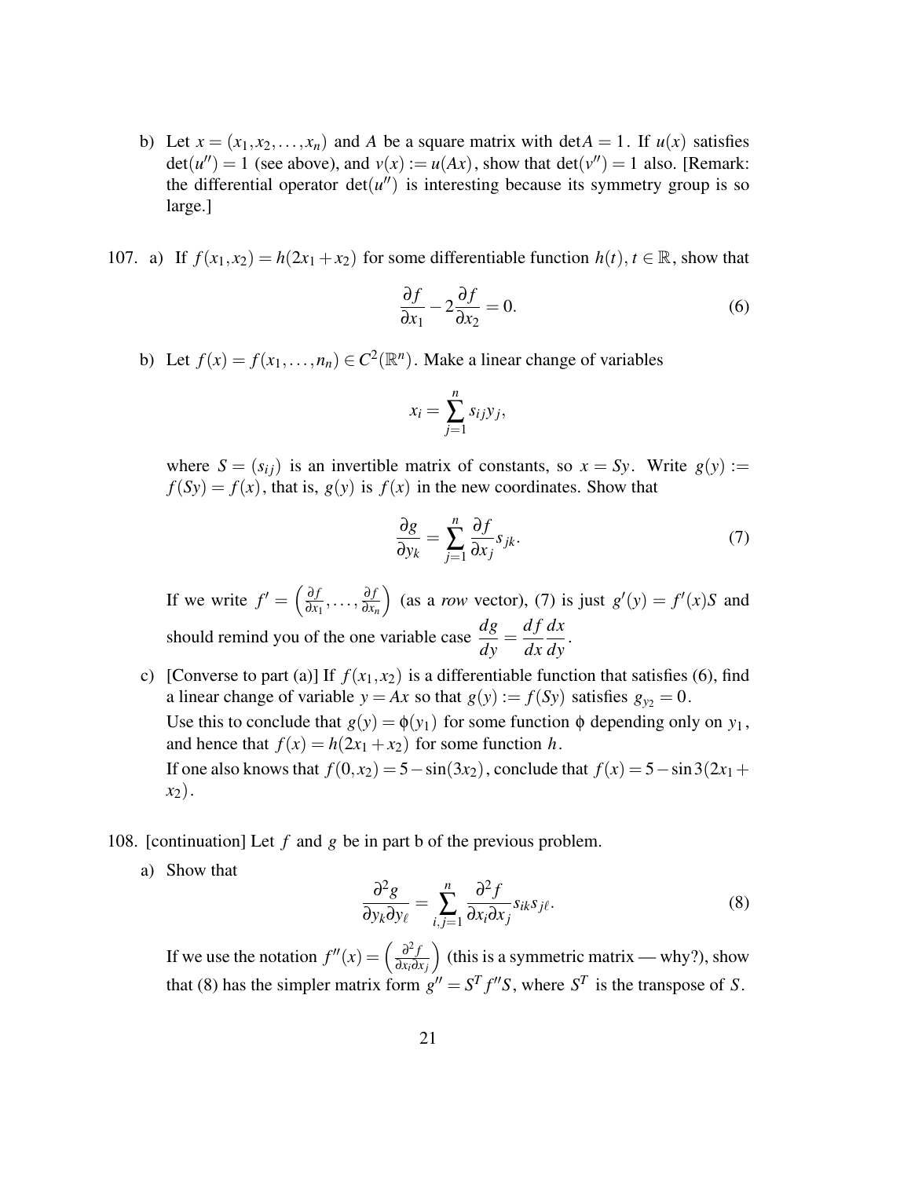b) Let $x = (x_1, x_2, \ldots, x_n)$ and $A$ be a square matrix with $\det A = 1$. If $u(x)$ satisfies $\det(u'') = 1$ (see above), and $v(x) := u(Ax)$, show that $\det(v'') = 1$ also. [Remark: the differential operator $\det(u'')$ is interesting because its symmetry group is so large.]

107. a) If $f(x_1, x_2) = h(2x_1 + x_2)$ for some differentiable function $h(t)$, $t \in \mathbb{R}$, show that

$$\frac{\partial f}{\partial x_1} - 2\frac{\partial f}{\partial x_2} = 0. \tag{6}$$

b) Let $f(x) = f(x_1, \ldots, n_n) \in C^2(\mathbb{R}^n)$. Make a linear change of variables

$$x_i = \sum_{j=1}^{n} s_{ij} y_j,$$

where $S = (s_{ij})$ is an invertible matrix of constants, so $x = Sy$. Write $g(y) := f(Sy) = f(x)$, that is, $g(y)$ is $f(x)$ in the new coordinates. Show that

$$\frac{\partial g}{\partial y_k} = \sum_{j=1}^{n} \frac{\partial f}{\partial x_j} s_{jk}. \tag{7}$$

If we write $f' = \left(\frac{\partial f}{\partial x_1}, \ldots, \frac{\partial f}{\partial x_n}\right)$ (as a *row* vector), (7) is just $g'(y) = f'(x)S$ and should remind you of the one variable case $\dfrac{dg}{dy} = \dfrac{df}{dx}\dfrac{dx}{dy}$.

c) [Converse to part (a)] If $f(x_1, x_2)$ is a differentiable function that satisfies (6), find a linear change of variable $y = Ax$ so that $g(y) := f(Sy)$ satisfies $g_{y_2} = 0$.
Use this to conclude that $g(y) = \phi(y_1)$ for some function $\phi$ depending only on $y_1$, and hence that $f(x) = h(2x_1 + x_2)$ for some function $h$.
If one also knows that $f(0, x_2) = 5 - \sin(3x_2)$, conclude that $f(x) = 5 - \sin 3(2x_1 + x_2)$.

108. [continuation] Let $f$ and $g$ be in part b of the previous problem.

a) Show that

$$\frac{\partial^2 g}{\partial y_k \partial y_\ell} = \sum_{i,j=1}^{n} \frac{\partial^2 f}{\partial x_i \partial x_j} s_{ik} s_{j\ell}. \tag{8}$$

If we use the notation $f''(x) = \left(\frac{\partial^2 f}{\partial x_i \partial x_j}\right)$ (this is a symmetric matrix — why?), show that (8) has the simpler matrix form $g'' = S^T f'' S$, where $S^T$ is the transpose of $S$.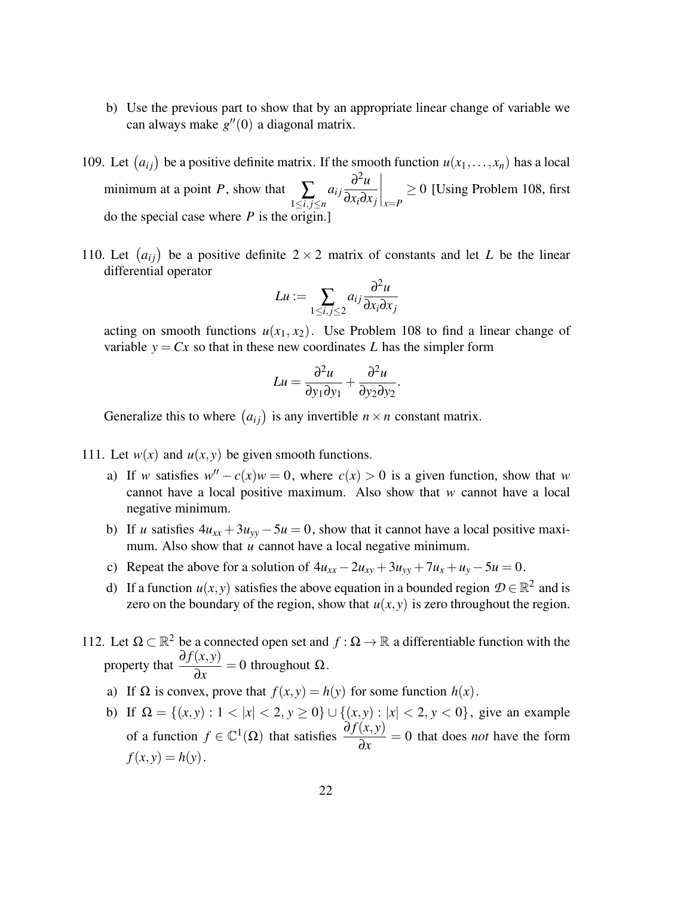b) Use the previous part to show that by an appropriate linear change of variable we can always make $g''(0)$ a diagonal matrix.

109. Let $(a_{ij})$ be a positive definite matrix. If the smooth function $u(x_1, \ldots, x_n)$ has a local minimum at a point $P$, show that $\displaystyle\sum_{1\le i,j\le n} a_{ij} \frac{\partial^2 u}{\partial x_i \partial x_j}\bigg|_{x=P} \ge 0$ [Using Problem 108, first do the special case where $P$ is the origin.]

110. Let $(a_{ij})$ be a positive definite $2\times 2$ matrix of constants and let $L$ be the linear differential operator

$$Lu := \sum_{1\le i,j\le 2} a_{ij} \frac{\partial^2 u}{\partial x_i \partial x_j}$$

acting on smooth functions $u(x_1, x_2)$. Use Problem 108 to find a linear change of variable $y = Cx$ so that in these new coordinates $L$ has the simpler form

$$Lu = \frac{\partial^2 u}{\partial y_1 \partial y_1} + \frac{\partial^2 u}{\partial y_2 \partial y_2}.$$

Generalize this to where $(a_{ij})$ is any invertible $n\times n$ constant matrix.

111. Let $w(x)$ and $u(x,y)$ be given smooth functions.

a) If $w$ satisfies $w'' - c(x)w = 0$, where $c(x) > 0$ is a given function, show that $w$ cannot have a local positive maximum. Also show that $w$ cannot have a local negative minimum.

b) If $u$ satisfies $4u_{xx} + 3u_{yy} - 5u = 0$, show that it cannot have a local positive maximum. Also show that $u$ cannot have a local negative minimum.

c) Repeat the above for a solution of $4u_{xx} - 2u_{xy} + 3u_{yy} + 7u_x + u_y - 5u = 0$.

d) If a function $u(x,y)$ satisfies the above equation in a bounded region $\mathcal{D} \in \mathbb{R}^2$ and is zero on the boundary of the region, show that $u(x,y)$ is zero throughout the region.

112. Let $\Omega \subset \mathbb{R}^2$ be a connected open set and $f : \Omega \to \mathbb{R}$ a differentiable function with the property that $\dfrac{\partial f(x,y)}{\partial x} = 0$ throughout $\Omega$.

a) If $\Omega$ is convex, prove that $f(x,y) = h(y)$ for some function $h(x)$.

b) If $\Omega = \{(x,y) : 1 < |x| < 2, y \ge 0\} \cup \{(x,y) : |x| < 2, y < 0\}$, give an example of a function $f \in \mathbb{C}^1(\Omega)$ that satisfies $\dfrac{\partial f(x,y)}{\partial x} = 0$ that does *not* have the form $f(x,y) = h(y)$.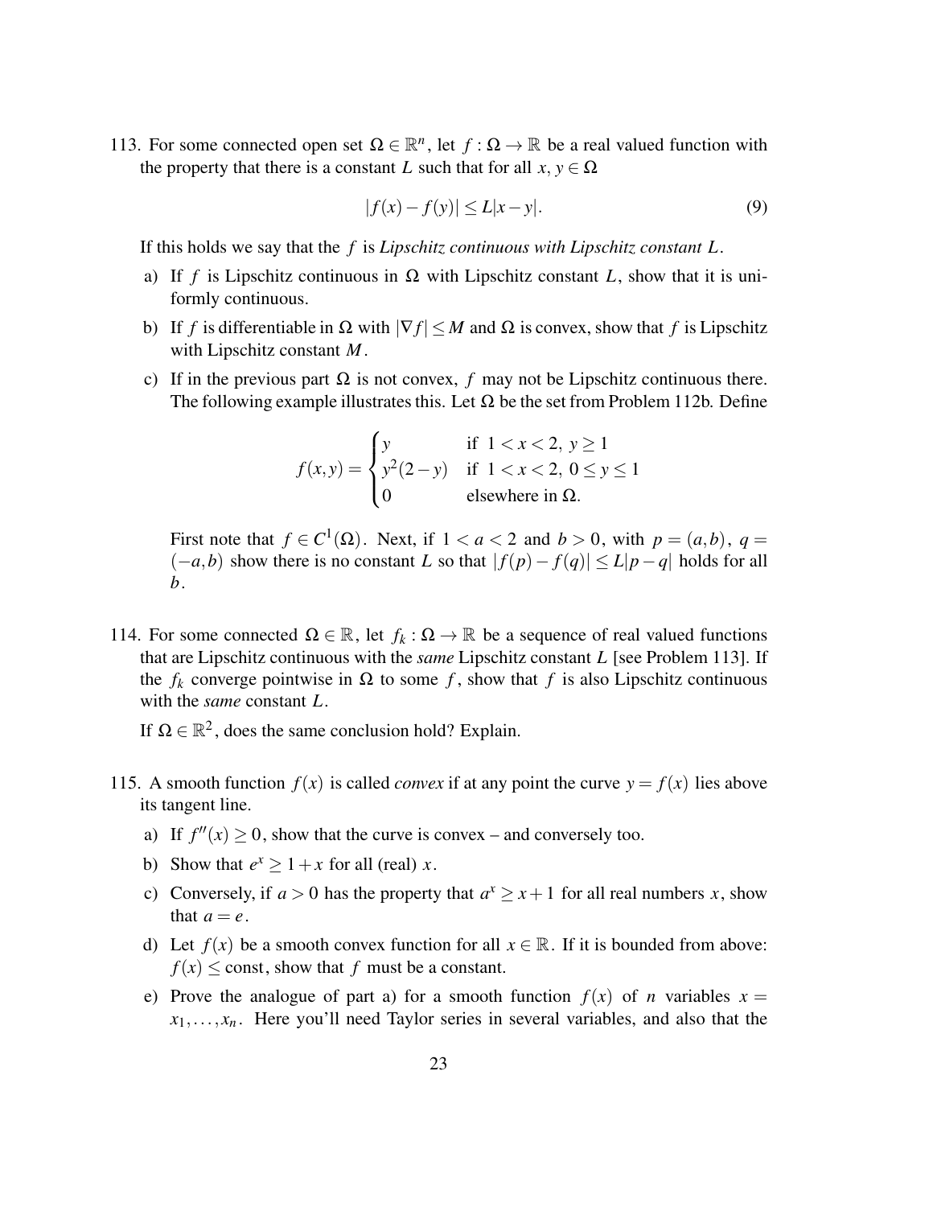113. For some connected open set $\Omega \in \mathbb{R}^n$, let $f : \Omega \to \mathbb{R}$ be a real valued function with the property that there is a constant $L$ such that for all $x, y \in \Omega$

$$|f(x) - f(y)| \le L|x - y|. \tag{9}$$

If this holds we say that the $f$ is *Lipschitz continuous with Lipschitz constant $L$*.

   a) If $f$ is Lipschitz continuous in $\Omega$ with Lipschitz constant $L$, show that it is uniformly continuous.

   b) If $f$ is differentiable in $\Omega$ with $|\nabla f| \le M$ and $\Omega$ is convex, show that $f$ is Lipschitz with Lipschitz constant $M$.

   c) If in the previous part $\Omega$ is not convex, $f$ may not be Lipschitz continuous there. The following example illustrates this. Let $\Omega$ be the set from Problem 112b. Define

$$f(x,y) = \begin{cases} y & \text{if } 1 < x < 2,\ y \ge 1 \\ y^2(2-y) & \text{if } 1 < x < 2,\ 0 \le y \le 1 \\ 0 & \text{elsewhere in } \Omega. \end{cases}$$

   First note that $f \in C^1(\Omega)$. Next, if $1 < a < 2$ and $b > 0$, with $p = (a,b)$, $q = (-a,b)$ show there is no constant $L$ so that $|f(p) - f(q)| \le L|p - q|$ holds for all $b$.

114. For some connected $\Omega \in \mathbb{R}$, let $f_k : \Omega \to \mathbb{R}$ be a sequence of real valued functions that are Lipschitz continuous with the *same* Lipschitz constant $L$ [see Problem 113]. If the $f_k$ converge pointwise in $\Omega$ to some $f$, show that $f$ is also Lipschitz continuous with the *same* constant $L$.

   If $\Omega \in \mathbb{R}^2$, does the same conclusion hold? Explain.

115. A smooth function $f(x)$ is called *convex* if at any point the curve $y = f(x)$ lies above its tangent line.

   a) If $f''(x) \ge 0$, show that the curve is convex – and conversely too.

   b) Show that $e^x \ge 1 + x$ for all (real) $x$.

   c) Conversely, if $a > 0$ has the property that $a^x \ge x + 1$ for all real numbers $x$, show that $a = e$.

   d) Let $f(x)$ be a smooth convex function for all $x \in \mathbb{R}$. If it is bounded from above: $f(x) \le \text{const}$, show that $f$ must be a constant.

   e) Prove the analogue of part a) for a smooth function $f(x)$ of $n$ variables $x = x_1, \ldots, x_n$. Here you'll need Taylor series in several variables, and also that the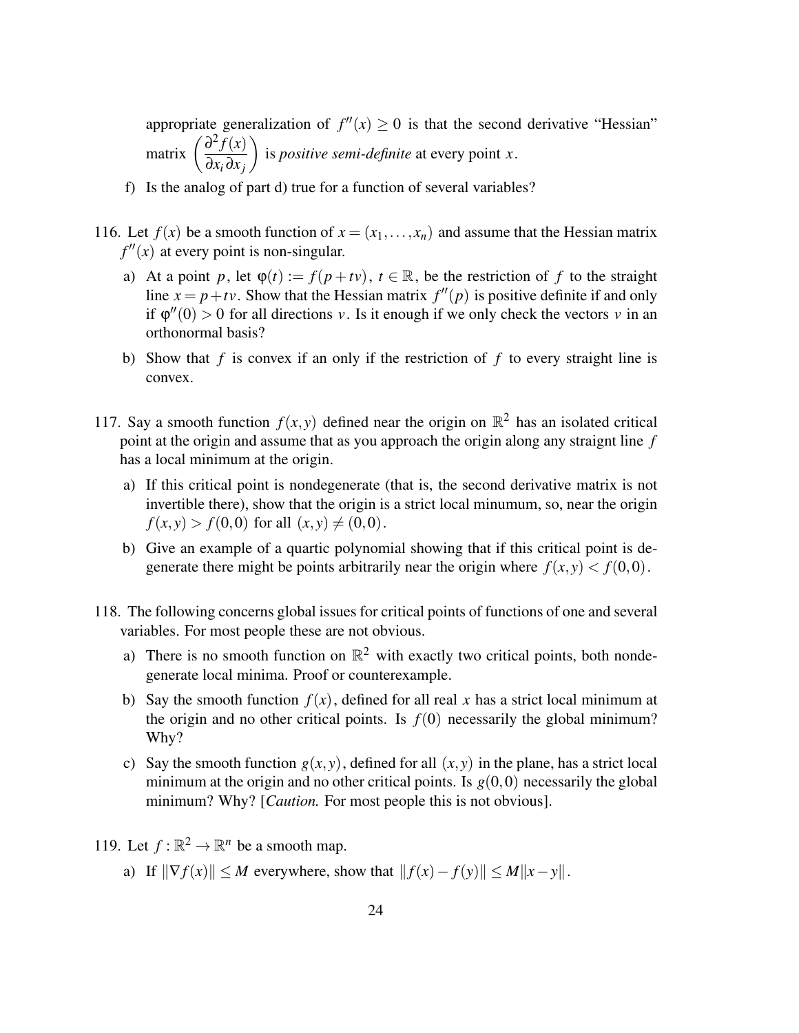appropriate generalization of $f''(x) \geq 0$ is that the second derivative "Hessian" matrix $\left(\dfrac{\partial^2 f(x)}{\partial x_i \partial x_j}\right)$ is *positive semi-definite* at every point $x$.

f) Is the analog of part d) true for a function of several variables?

116. Let $f(x)$ be a smooth function of $x = (x_1, \ldots, x_n)$ and assume that the Hessian matrix $f''(x)$ at every point is non-singular.

   a) At a point $p$, let $\varphi(t) := f(p + tv)$, $t \in \mathbb{R}$, be the restriction of $f$ to the straight line $x = p + tv$. Show that the Hessian matrix $f''(p)$ is positive definite if and only if $\varphi''(0) > 0$ for all directions $v$. Is it enough if we only check the vectors $v$ in an orthonormal basis?

   b) Show that $f$ is convex if an only if the restriction of $f$ to every straight line is convex.

117. Say a smooth function $f(x,y)$ defined near the origin on $\mathbb{R}^2$ has an isolated critical point at the origin and assume that as you approach the origin along any straignt line $f$ has a local minimum at the origin.

   a) If this critical point is nondegenerate (that is, the second derivative matrix is not invertible there), show that the origin is a strict local minumum, so, near the origin $f(x,y) > f(0,0)$ for all $(x,y) \neq (0,0)$.

   b) Give an example of a quartic polynomial showing that if this critical point is degenerate there might be points arbitrarily near the origin where $f(x,y) < f(0,0)$.

118. The following concerns global issues for critical points of functions of one and several variables. For most people these are not obvious.

   a) There is no smooth function on $\mathbb{R}^2$ with exactly two critical points, both nondegenerate local minima. Proof or counterexample.

   b) Say the smooth function $f(x)$, defined for all real $x$ has a strict local minimum at the origin and no other critical points. Is $f(0)$ necessarily the global minimum? Why?

   c) Say the smooth function $g(x,y)$, defined for all $(x,y)$ in the plane, has a strict local minimum at the origin and no other critical points. Is $g(0,0)$ necessarily the global minimum? Why? [*Caution.* For most people this is not obvious].

119. Let $f : \mathbb{R}^2 \to \mathbb{R}^n$ be a smooth map.

   a) If $\|\nabla f(x)\| \leq M$ everywhere, show that $\|f(x) - f(y)\| \leq M\|x - y\|$.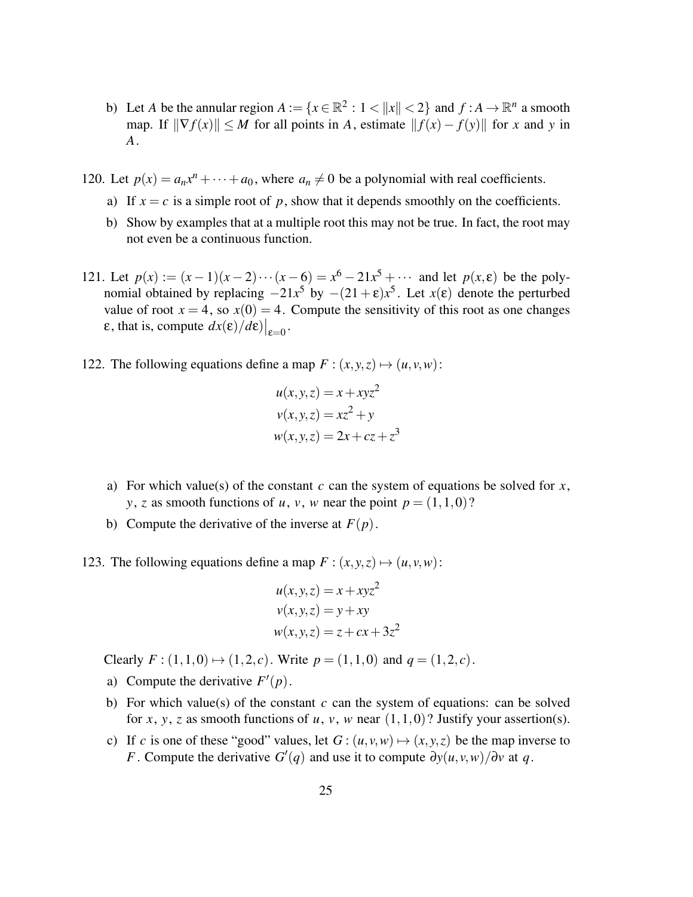b) Let $A$ be the annular region $A := \{x \in \mathbb{R}^2 : 1 < \|x\| < 2\}$ and $f : A \to \mathbb{R}^n$ a smooth map. If $\|\nabla f(x)\| \leq M$ for all points in $A$, estimate $\|f(x) - f(y)\|$ for $x$ and $y$ in $A$.

120. Let $p(x) = a_n x^n + \cdots + a_0$, where $a_n \neq 0$ be a polynomial with real coefficients.

   a) If $x = c$ is a simple root of $p$, show that it depends smoothly on the coefficients.

   b) Show by examples that at a multiple root this may not be true. In fact, the root may not even be a continuous function.

121. Let $p(x) := (x-1)(x-2)\cdots(x-6) = x^6 - 21x^5 + \cdots$ and let $p(x, \varepsilon)$ be the polynomial obtained by replacing $-21x^5$ by $-(21+\varepsilon)x^5$. Let $x(\varepsilon)$ denote the perturbed value of root $x = 4$, so $x(0) = 4$. Compute the sensitivity of this root as one changes $\varepsilon$, that is, compute $dx(\varepsilon)/d\varepsilon\big|_{\varepsilon=0}$.

122. The following equations define a map $F : (x, y, z) \mapsto (u, v, w)$:

$$
\begin{aligned}
u(x,y,z) &= x + xyz^2 \\
v(x,y,z) &= xz^2 + y \\
w(x,y,z) &= 2x + cz + z^3
\end{aligned}
$$

   a) For which value(s) of the constant $c$ can the system of equations be solved for $x$, $y$, $z$ as smooth functions of $u$, $v$, $w$ near the point $p = (1,1,0)$?

   b) Compute the derivative of the inverse at $F(p)$.

123. The following equations define a map $F : (x, y, z) \mapsto (u, v, w)$:

$$
\begin{aligned}
u(x,y,z) &= x + xyz^2 \\
v(x,y,z) &= y + xy \\
w(x,y,z) &= z + cx + 3z^2
\end{aligned}
$$

   Clearly $F : (1,1,0) \mapsto (1,2,c)$. Write $p = (1,1,0)$ and $q = (1,2,c)$.

   a) Compute the derivative $F'(p)$.

   b) For which value(s) of the constant $c$ can the system of equations: can be solved for $x$, $y$, $z$ as smooth functions of $u$, $v$, $w$ near $(1,1,0)$? Justify your assertion(s).

   c) If $c$ is one of these "good" values, let $G : (u,v,w) \mapsto (x,y,z)$ be the map inverse to $F$. Compute the derivative $G'(q)$ and use it to compute $\partial y(u,v,w)/\partial v$ at $q$.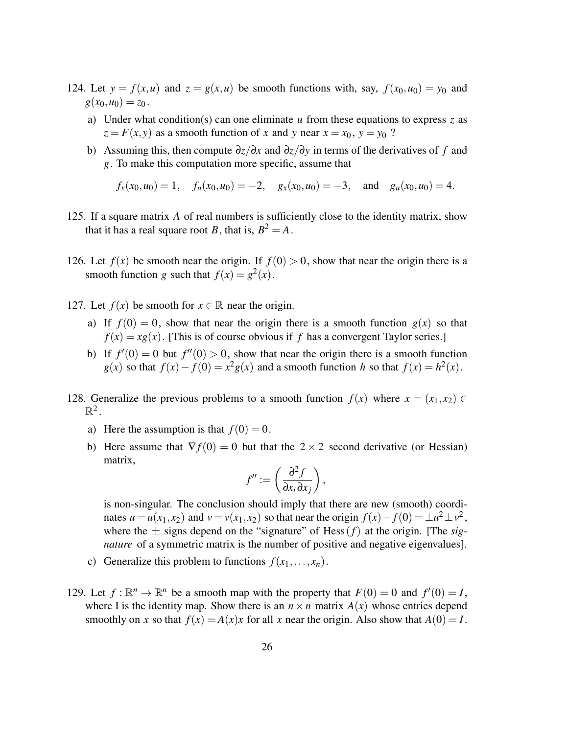124. Let $y = f(x,u)$ and $z = g(x,u)$ be smooth functions with, say, $f(x_0,u_0) = y_0$ and $g(x_0,u_0) = z_0$.

   a) Under what condition(s) can one eliminate $u$ from these equations to express $z$ as $z = F(x,y)$ as a smooth function of $x$ and $y$ near $x = x_0$, $y = y_0$ ?

   b) Assuming this, then compute $\partial z/\partial x$ and $\partial z/\partial y$ in terms of the derivatives of $f$ and $g$. To make this computation more specific, assume that

$$f_x(x_0,u_0) = 1, \quad f_u(x_0,u_0) = -2, \quad g_x(x_0,u_0) = -3, \quad \text{and} \quad g_u(x_0,u_0) = 4.$$

125. If a square matrix $A$ of real numbers is sufficiently close to the identity matrix, show that it has a real square root $B$, that is, $B^2 = A$.

126. Let $f(x)$ be smooth near the origin. If $f(0) > 0$, show that near the origin there is a smooth function $g$ such that $f(x) = g^2(x)$.

127. Let $f(x)$ be smooth for $x \in \mathbb{R}$ near the origin.

   a) If $f(0) = 0$, show that near the origin there is a smooth function $g(x)$ so that $f(x) = xg(x)$. [This is of course obvious if $f$ has a convergent Taylor series.]

   b) If $f'(0) = 0$ but $f''(0) > 0$, show that near the origin there is a smooth function $g(x)$ so that $f(x) - f(0) = x^2 g(x)$ and a smooth function $h$ so that $f(x) = h^2(x)$.

128. Generalize the previous problems to a smooth function $f(x)$ where $x = (x_1,x_2) \in \mathbb{R}^2$.

   a) Here the assumption is that $f(0) = 0$.

   b) Here assume that $\nabla f(0) = 0$ but that the $2 \times 2$ second derivative (or Hessian) matrix,

$$f'' := \left( \frac{\partial^2 f}{\partial x_i \partial x_j} \right),$$

   is non-singular. The conclusion should imply that there are new (smooth) coordinates $u = u(x_1,x_2)$ and $v = v(x_1,x_2)$ so that near the origin $f(x) - f(0) = \pm u^2 \pm v^2$, where the $\pm$ signs depend on the "signature" of Hess$(f)$ at the origin. [The *signature* of a symmetric matrix is the number of positive and negative eigenvalues].

   c) Generalize this problem to functions $f(x_1,\ldots,x_n)$.

129. Let $f : \mathbb{R}^n \to \mathbb{R}^n$ be a smooth map with the property that $F(0) = 0$ and $f'(0) = I$, where I is the identity map. Show there is an $n \times n$ matrix $A(x)$ whose entries depend smoothly on $x$ so that $f(x) = A(x)x$ for all $x$ near the origin. Also show that $A(0) = I$.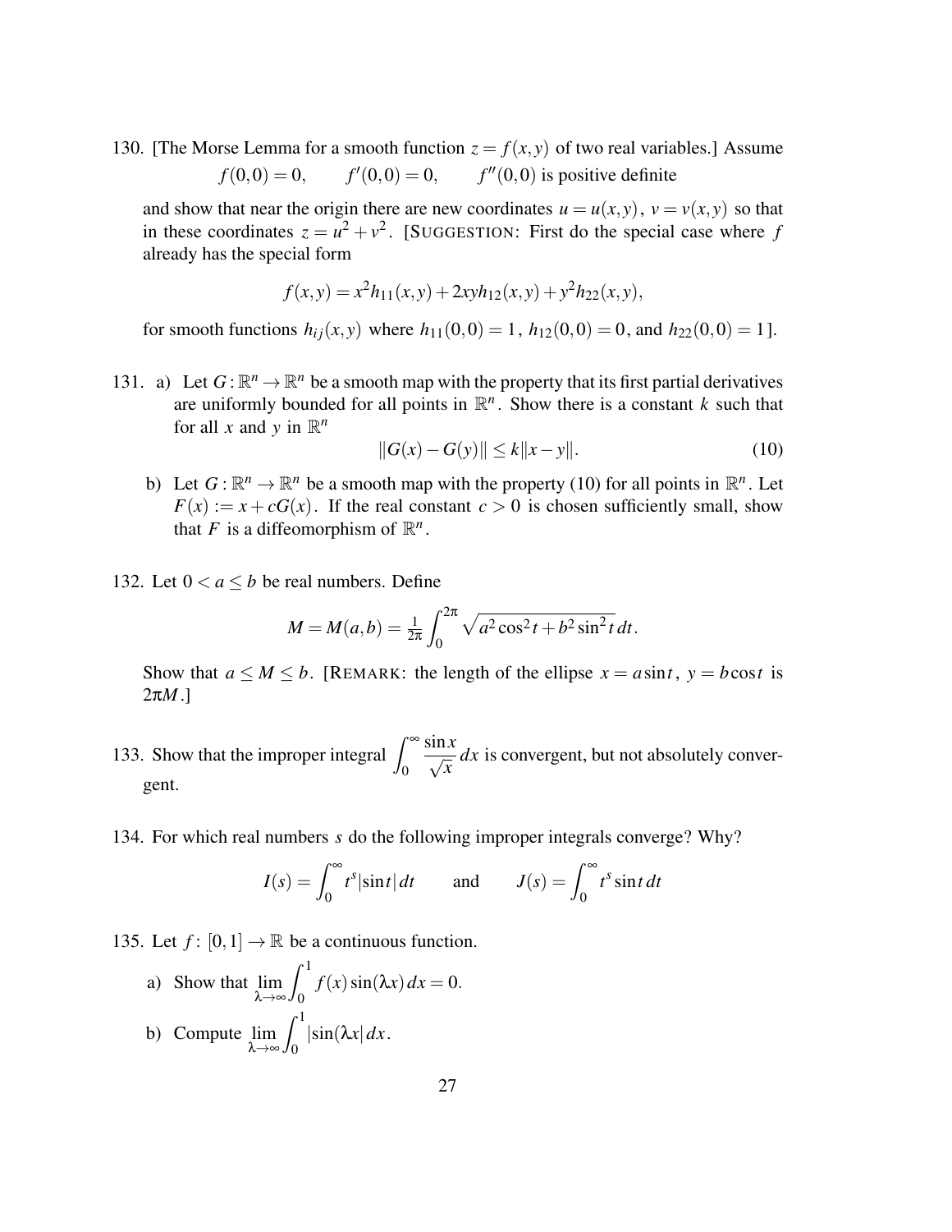130. [The Morse Lemma for a smooth function $z = f(x,y)$ of two real variables.] Assume

$$f(0,0) = 0, \qquad f'(0,0) = 0, \qquad f''(0,0) \text{ is positive definite}$$

and show that near the origin there are new coordinates $u = u(x,y)$, $v = v(x,y)$ so that in these coordinates $z = u^2 + v^2$. [SUGGESTION: First do the special case where $f$ already has the special form

$$f(x,y) = x^2 h_{11}(x,y) + 2xy h_{12}(x,y) + y^2 h_{22}(x,y),$$

for smooth functions $h_{ij}(x,y)$ where $h_{11}(0,0) = 1$, $h_{12}(0,0) = 0$, and $h_{22}(0,0) = 1$].

131. a) Let $G : \mathbb{R}^n \to \mathbb{R}^n$ be a smooth map with the property that its first partial derivatives are uniformly bounded for all points in $\mathbb{R}^n$. Show there is a constant $k$ such that for all $x$ and $y$ in $\mathbb{R}^n$

$$\|G(x) - G(y)\| \le k\|x - y\|. \tag{10}$$

b) Let $G : \mathbb{R}^n \to \mathbb{R}^n$ be a smooth map with the property (10) for all points in $\mathbb{R}^n$. Let $F(x) := x + cG(x)$. If the real constant $c > 0$ is chosen sufficiently small, show that $F$ is a diffeomorphism of $\mathbb{R}^n$.

132. Let $0 < a \le b$ be real numbers. Define

$$M = M(a,b) = \tfrac{1}{2\pi} \int_0^{2\pi} \sqrt{a^2 \cos^2 t + b^2 \sin^2 t}\, dt.$$

Show that $a \le M \le b$. [REMARK: the length of the ellipse $x = a \sin t$, $y = b \cos t$ is $2\pi M$.]

133. Show that the improper integral $\displaystyle\int_0^\infty \frac{\sin x}{\sqrt{x}}\, dx$ is convergent, but not absolutely convergent.

134. For which real numbers $s$ do the following improper integrals converge? Why?

$$I(s) = \int_0^\infty t^s |\sin t|\, dt \qquad \text{and} \qquad J(s) = \int_0^\infty t^s \sin t\, dt$$

135. Let $f : [0,1] \to \mathbb{R}$ be a continuous function.

a) Show that $\displaystyle\lim_{\lambda \to \infty} \int_0^1 f(x) \sin(\lambda x)\, dx = 0$.

b) Compute $\displaystyle\lim_{\lambda \to \infty} \int_0^1 |\sin(\lambda x|\, dx$.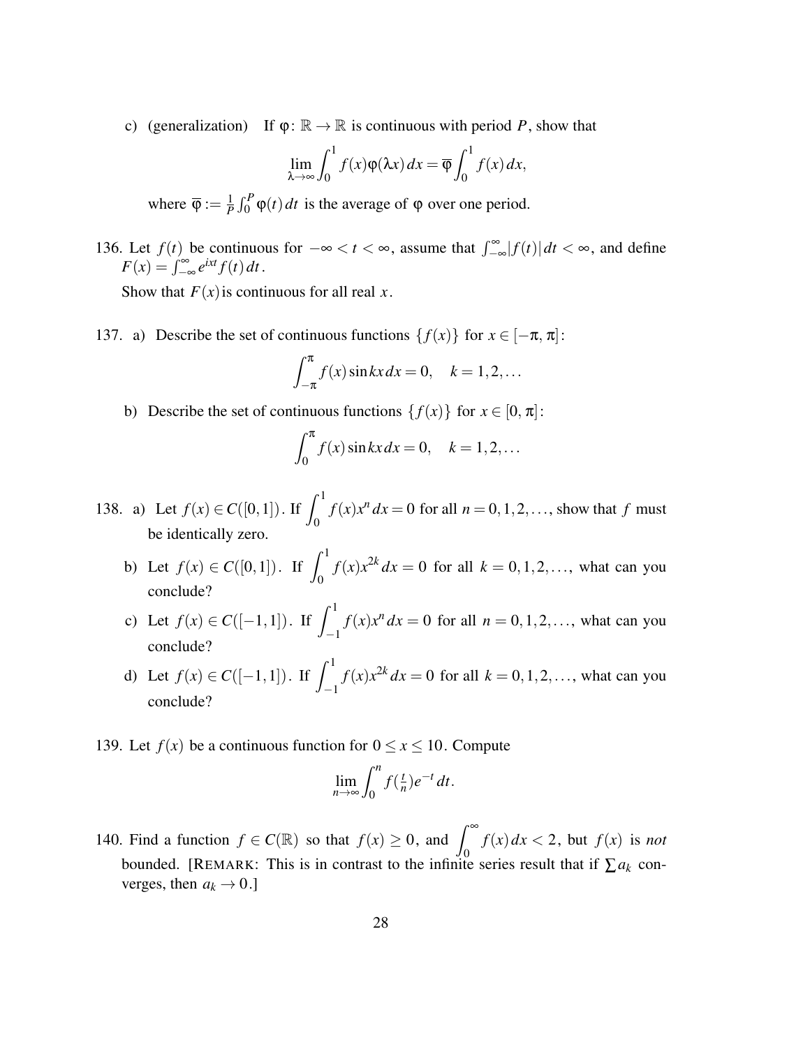c) (generalization) If $\varphi\colon \mathbb{R} \to \mathbb{R}$ is continuous with period $P$, show that

$$\lim_{\lambda\to\infty} \int_0^1 f(x)\varphi(\lambda x)\,dx = \overline{\varphi} \int_0^1 f(x)\,dx,$$

where $\overline{\varphi} := \frac{1}{P}\int_0^P \varphi(t)\,dt$ is the average of $\varphi$ over one period.

136. Let $f(t)$ be continuous for $-\infty < t < \infty$, assume that $\int_{-\infty}^{\infty} |f(t)|\,dt < \infty$, and define $F(x) = \int_{-\infty}^{\infty} e^{ixt} f(t)\,dt$.

Show that $F(x)$ is continuous for all real $x$.

137. a) Describe the set of continuous functions $\{f(x)\}$ for $x \in [-\pi, \pi]$:

$$\int_{-\pi}^{\pi} f(x) \sin kx\,dx = 0, \quad k = 1, 2, \ldots$$

b) Describe the set of continuous functions $\{f(x)\}$ for $x \in [0, \pi]$:

$$\int_{0}^{\pi} f(x) \sin kx\,dx = 0, \quad k = 1, 2, \ldots$$

138. a) Let $f(x) \in C([0,1])$. If $\displaystyle\int_0^1 f(x)x^n\,dx = 0$ for all $n = 0, 1, 2, \ldots$, show that $f$ must be identically zero.

b) Let $f(x) \in C([0,1])$. If $\displaystyle\int_0^1 f(x)x^{2k}\,dx = 0$ for all $k = 0, 1, 2, \ldots$, what can you conclude?

c) Let $f(x) \in C([-1,1])$. If $\displaystyle\int_{-1}^1 f(x)x^n\,dx = 0$ for all $n = 0, 1, 2, \ldots$, what can you conclude?

d) Let $f(x) \in C([-1,1])$. If $\displaystyle\int_{-1}^1 f(x)x^{2k}\,dx = 0$ for all $k = 0, 1, 2, \ldots$, what can you conclude?

139. Let $f(x)$ be a continuous function for $0 \le x \le 10$. Compute

$$\lim_{n\to\infty} \int_0^n f(\tfrac{t}{n}) e^{-t}\,dt.$$

140. Find a function $f \in C(\mathbb{R})$ so that $f(x) \ge 0$, and $\displaystyle\int_0^\infty f(x)\,dx < 2$, but $f(x)$ is *not* bounded. [Remark: This is in contrast to the infinite series result that if $\sum a_k$ converges, then $a_k \to 0$.]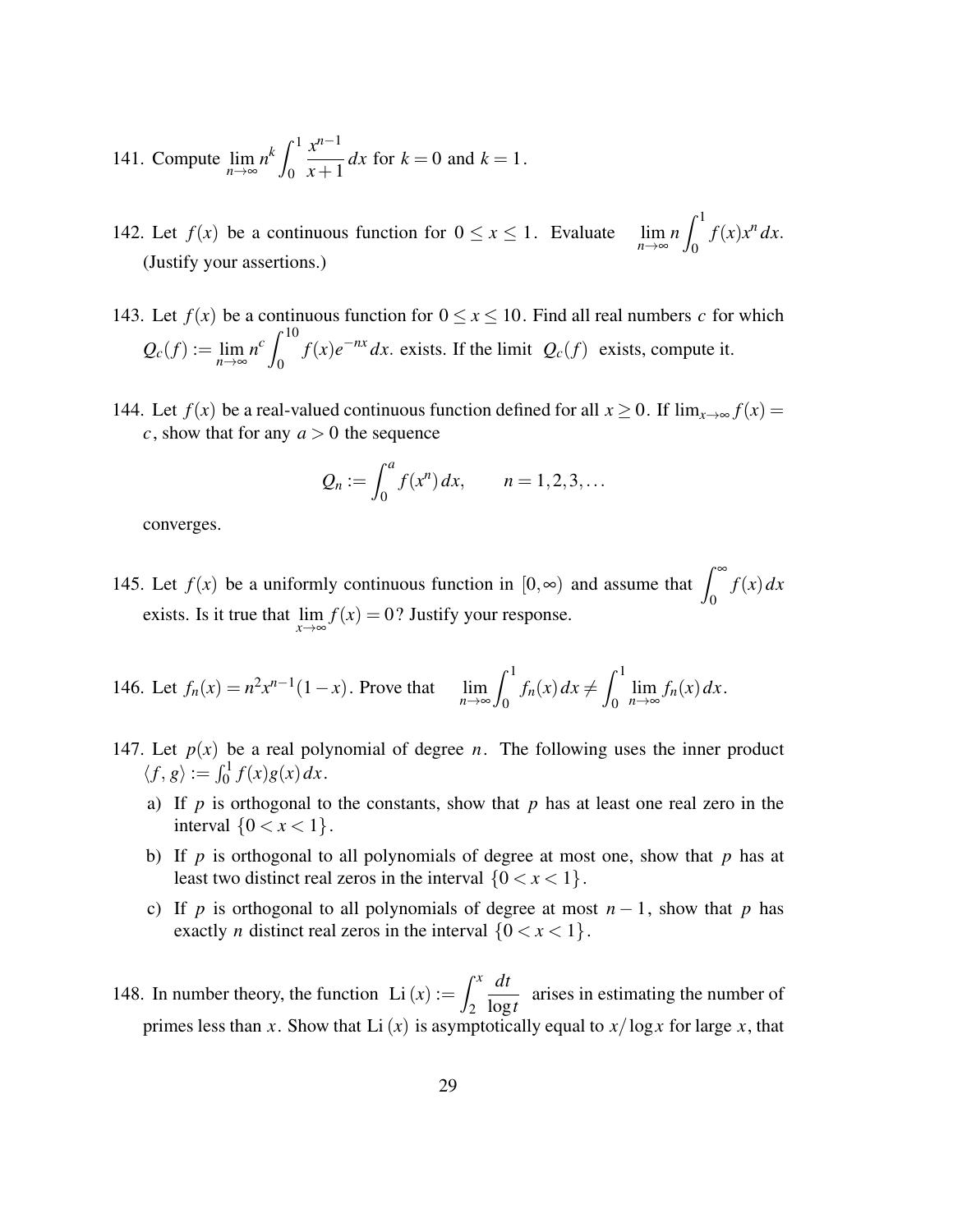141. Compute $\lim_{n\to\infty} n^k \int_0^1 \frac{x^{n-1}}{x+1}\,dx$ for $k=0$ and $k=1$.

142. Let $f(x)$ be a continuous function for $0 \le x \le 1$. Evaluate $\lim_{n\to\infty} n \int_0^1 f(x)x^n\,dx$. (Justify your assertions.)

143. Let $f(x)$ be a continuous function for $0 \le x \le 10$. Find all real numbers $c$ for which $Q_c(f) := \lim_{n\to\infty} n^c \int_0^{10} f(x)e^{-nx}\,dx$. exists. If the limit $Q_c(f)$ exists, compute it.

144. Let $f(x)$ be a real-valued continuous function defined for all $x \ge 0$. If $\lim_{x\to\infty} f(x) = c$, show that for any $a > 0$ the sequence

$$Q_n := \int_0^a f(x^n)\,dx, \qquad n = 1, 2, 3, \ldots$$

converges.

145. Let $f(x)$ be a uniformly continuous function in $[0, \infty)$ and assume that $\int_0^\infty f(x)\,dx$ exists. Is it true that $\lim_{x\to\infty} f(x) = 0$? Justify your response.

146. Let $f_n(x) = n^2 x^{n-1}(1-x)$. Prove that $\lim_{n\to\infty} \int_0^1 f_n(x)\,dx \ne \int_0^1 \lim_{n\to\infty} f_n(x)\,dx$.

147. Let $p(x)$ be a real polynomial of degree $n$. The following uses the inner product $\langle f, g\rangle := \int_0^1 f(x)g(x)\,dx$.

   a) If $p$ is orthogonal to the constants, show that $p$ has at least one real zero in the interval $\{0 < x < 1\}$.

   b) If $p$ is orthogonal to all polynomials of degree at most one, show that $p$ has at least two distinct real zeros in the interval $\{0 < x < 1\}$.

   c) If $p$ is orthogonal to all polynomials of degree at most $n-1$, show that $p$ has exactly $n$ distinct real zeros in the interval $\{0 < x < 1\}$.

148. In number theory, the function $\operatorname{Li}(x) := \int_2^x \frac{dt}{\log t}$ arises in estimating the number of primes less than $x$. Show that $\operatorname{Li}(x)$ is asymptotically equal to $x/\log x$ for large $x$, that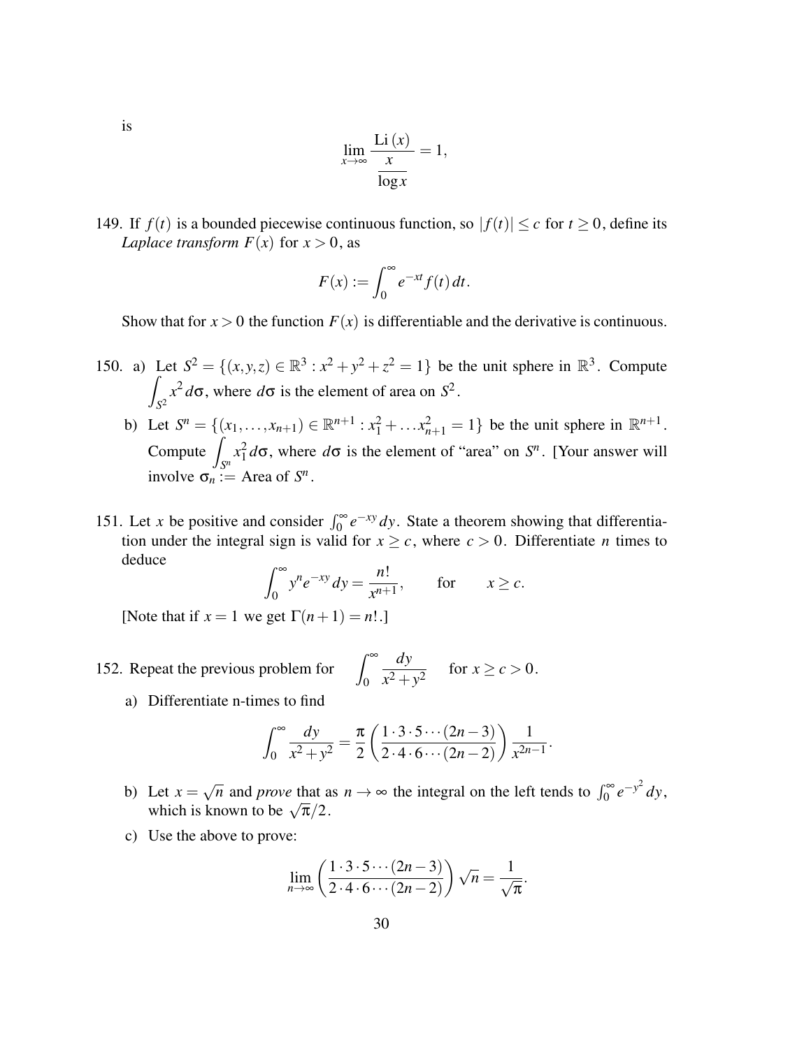is

$$\lim_{x\to\infty} \frac{\mathrm{Li}(x)}{\dfrac{x}{\log x}} = 1,$$

149. If $f(t)$ is a bounded piecewise continuous function, so $|f(t)| \le c$ for $t \ge 0$, define its *Laplace transform* $F(x)$ for $x > 0$, as

$$F(x) := \int_0^\infty e^{-xt} f(t)\, dt.$$

Show that for $x > 0$ the function $F(x)$ is differentiable and the derivative is continuous.

150. a) Let $S^2 = \{(x,y,z) \in \mathbb{R}^3 : x^2 + y^2 + z^2 = 1\}$ be the unit sphere in $\mathbb{R}^3$. Compute $\displaystyle\int_{S^2} x^2\, d\sigma$, where $d\sigma$ is the element of area on $S^2$.

b) Let $S^n = \{(x_1, \ldots, x_{n+1}) \in \mathbb{R}^{n+1} : x_1^2 + \ldots x_{n+1}^2 = 1\}$ be the unit sphere in $\mathbb{R}^{n+1}$. Compute $\displaystyle\int_{S^n} x_1^2\, d\sigma$, where $d\sigma$ is the element of "area" on $S^n$. [Your answer will involve $\sigma_n :=$ Area of $S^n$.

151. Let $x$ be positive and consider $\int_0^\infty e^{-xy}\, dy$. State a theorem showing that differentiation under the integral sign is valid for $x \ge c$, where $c > 0$. Differentiate $n$ times to deduce

$$\int_0^\infty y^n e^{-xy}\, dy = \frac{n!}{x^{n+1}}, \qquad \text{for} \qquad x \ge c.$$

[Note that if $x = 1$ we get $\Gamma(n+1) = n!$.]

152. Repeat the previous problem for $\displaystyle\int_0^\infty \frac{dy}{x^2 + y^2}$ for $x \ge c > 0$.

a) Differentiate n-times to find

$$\int_0^\infty \frac{dy}{x^2 + y^2} = \frac{\pi}{2} \left( \frac{1 \cdot 3 \cdot 5 \cdots (2n-3)}{2 \cdot 4 \cdot 6 \cdots (2n-2)} \right) \frac{1}{x^{2n-1}}.$$

b) Let $x = \sqrt{n}$ and *prove* that as $n \to \infty$ the integral on the left tends to $\int_0^\infty e^{-y^2}\, dy$, which is known to be $\sqrt{\pi}/2$.

c) Use the above to prove:

$$\lim_{n\to\infty} \left( \frac{1 \cdot 3 \cdot 5 \cdots (2n-3)}{2 \cdot 4 \cdot 6 \cdots (2n-2)} \right) \sqrt{n} = \frac{1}{\sqrt{\pi}}.$$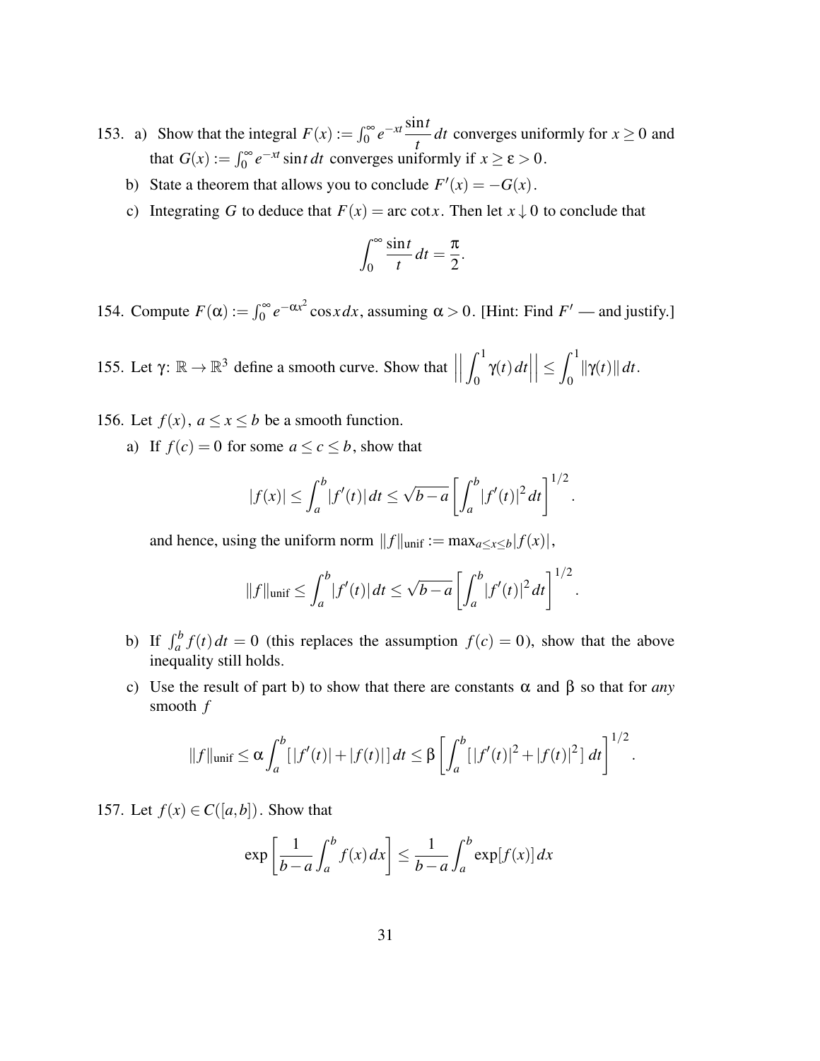153. a) Show that the integral $F(x) := \int_0^\infty e^{-xt} \frac{\sin t}{t}\, dt$ converges uniformly for $x \geq 0$ and that $G(x) := \int_0^\infty e^{-xt} \sin t\, dt$ converges uniformly if $x \geq \varepsilon > 0$.

   b) State a theorem that allows you to conclude $F'(x) = -G(x)$.

   c) Integrating $G$ to deduce that $F(x) = \text{arc}\cot x$. Then let $x \downarrow 0$ to conclude that

$$\int_0^\infty \frac{\sin t}{t}\, dt = \frac{\pi}{2}.$$

154. Compute $F(\alpha) := \int_0^\infty e^{-\alpha x^2} \cos x\, dx$, assuming $\alpha > 0$. [Hint: Find $F'$ — and justify.]

155. Let $\gamma\colon \mathbb{R} \to \mathbb{R}^3$ define a smooth curve. Show that $\left|\left| \int_0^1 \gamma(t)\, dt \right|\right| \leq \int_0^1 \|\gamma(t)\|\, dt$.

156. Let $f(x)$, $a \leq x \leq b$ be a smooth function.

   a) If $f(c) = 0$ for some $a \leq c \leq b$, show that

$$|f(x)| \leq \int_a^b |f'(t)|\, dt \leq \sqrt{b-a} \left[ \int_a^b |f'(t)|^2\, dt \right]^{1/2}.$$

   and hence, using the uniform norm $\|f\|_{\text{unif}} := \max_{a \leq x \leq b} |f(x)|$,

$$\|f\|_{\text{unif}} \leq \int_a^b |f'(t)|\, dt \leq \sqrt{b-a} \left[ \int_a^b |f'(t)|^2\, dt \right]^{1/2}.$$

   b) If $\int_a^b f(t)\, dt = 0$ (this replaces the assumption $f(c) = 0$), show that the above inequality still holds.

   c) Use the result of part b) to show that there are constants $\alpha$ and $\beta$ so that for *any* smooth $f$

$$\|f\|_{\text{unif}} \leq \alpha \int_a^b [\,|f'(t)| + |f(t)|\,]\, dt \leq \beta \left[ \int_a^b [\,|f'(t)|^2 + |f(t)|^2\,]\, dt \right]^{1/2}.$$

157. Let $f(x) \in C([a,b])$. Show that

$$\exp\left[ \frac{1}{b-a} \int_a^b f(x)\, dx \right] \leq \frac{1}{b-a} \int_a^b \exp[f(x)]\, dx$$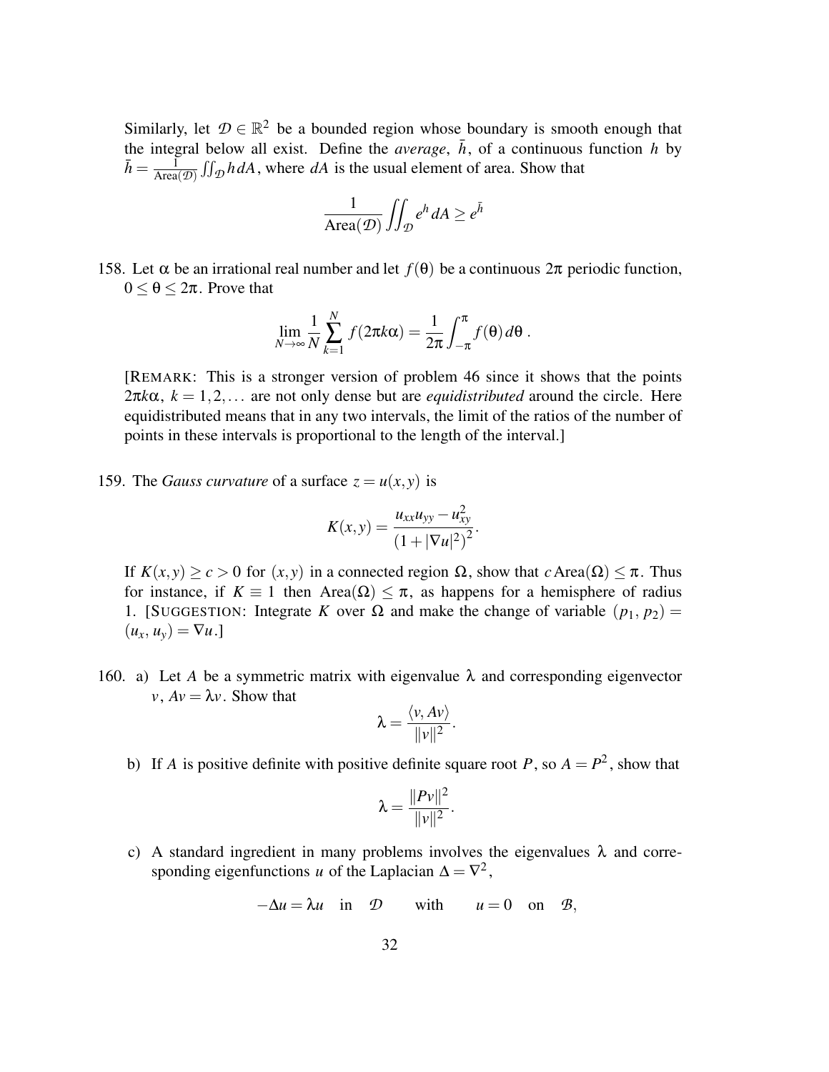Similarly, let $\mathcal{D} \in \mathbb{R}^2$ be a bounded region whose boundary is smooth enough that the integral below all exist. Define the *average*, $\bar{h}$, of a continuous function $h$ by $\bar{h} = \frac{1}{\text{Area}(\mathcal{D})} \iint_{\mathcal{D}} h\, dA$, where $dA$ is the usual element of area. Show that

$$\frac{1}{\text{Area}(\mathcal{D})} \iint_{\mathcal{D}} e^h \, dA \geq e^{\bar{h}}$$

158. Let $\alpha$ be an irrational real number and let $f(\theta)$ be a continuous $2\pi$ periodic function, $0 \leq \theta \leq 2\pi$. Prove that

$$\lim_{N \to \infty} \frac{1}{N} \sum_{k=1}^{N} f(2\pi k\alpha) = \frac{1}{2\pi} \int_{-\pi}^{\pi} f(\theta)\, d\theta \, .$$

[REMARK: This is a stronger version of problem 46 since it shows that the points $2\pi k\alpha$, $k = 1, 2, \ldots$ are not only dense but are *equidistributed* around the circle. Here equidistributed means that in any two intervals, the limit of the ratios of the number of points in these intervals is proportional to the length of the interval.]

159. The *Gauss curvature* of a surface $z = u(x, y)$ is

$$K(x,y) = \frac{u_{xx}u_{yy} - u_{xy}^2}{(1 + |\nabla u|^2)^2}.$$

If $K(x, y) \geq c > 0$ for $(x, y)$ in a connected region $\Omega$, show that $c\,\text{Area}(\Omega) \leq \pi$. Thus for instance, if $K \equiv 1$ then $\text{Area}(\Omega) \leq \pi$, as happens for a hemisphere of radius 1. [SUGGESTION: Integrate $K$ over $\Omega$ and make the change of variable $(p_1, p_2) = (u_x, u_y) = \nabla u$.]

160. a) Let $A$ be a symmetric matrix with eigenvalue $\lambda$ and corresponding eigenvector $v$, $Av = \lambda v$. Show that

$$\lambda = \frac{\langle v, Av \rangle}{\|v\|^2}.$$

b) If $A$ is positive definite with positive definite square root $P$, so $A = P^2$, show that

$$\lambda = \frac{\|Pv\|^2}{\|v\|^2}.$$

c) A standard ingredient in many problems involves the eigenvalues $\lambda$ and corresponding eigenfunctions $u$ of the Laplacian $\Delta = \nabla^2$,

$$-\Delta u = \lambda u \quad \text{in} \quad \mathcal{D} \qquad \text{with} \qquad u = 0 \quad \text{on} \quad \mathcal{B},$$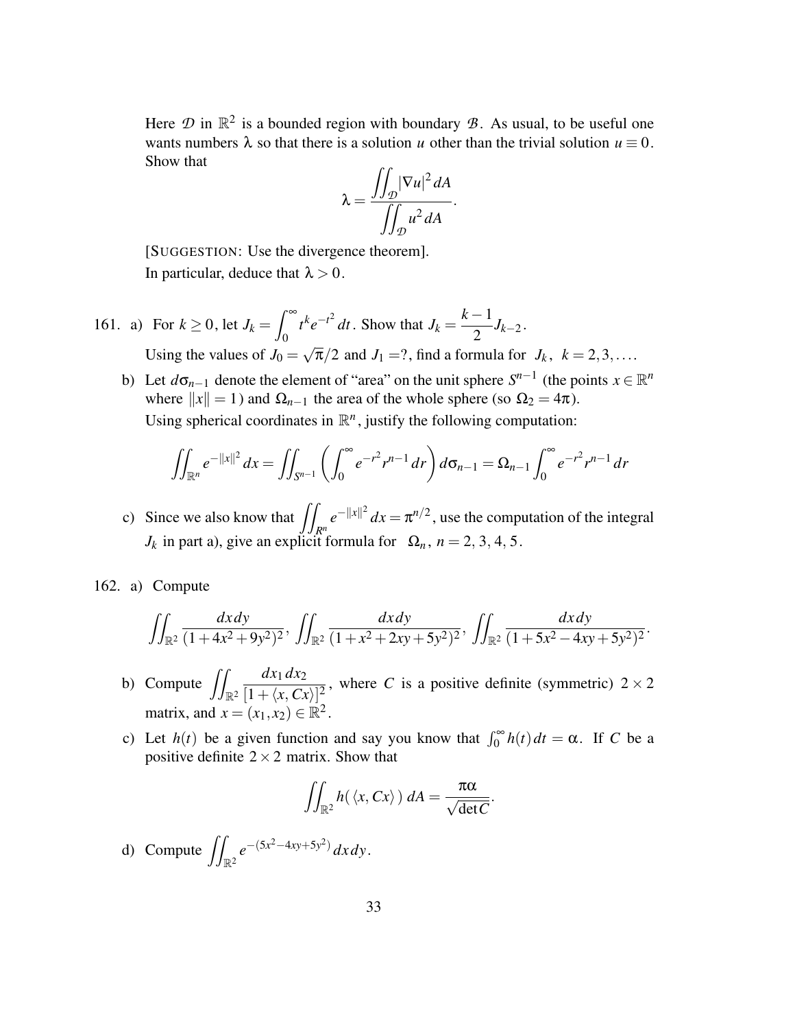Here $\mathcal{D}$ in $\mathbb{R}^2$ is a bounded region with boundary $\mathcal{B}$. As usual, to be useful one wants numbers $\lambda$ so that there is a solution $u$ other than the trivial solution $u \equiv 0$. Show that

$$\lambda = \frac{\iint_{\mathcal{D}} |\nabla u|^2 \, dA}{\iint_{\mathcal{D}} u^2 \, dA}.$$

[SUGGESTION: Use the divergence theorem].

In particular, deduce that $\lambda > 0$.

161. a) For $k \geq 0$, let $J_k = \int_0^\infty t^k e^{-t^2} \, dt$. Show that $J_k = \dfrac{k-1}{2} J_{k-2}$.

Using the values of $J_0 = \sqrt{\pi}/2$ and $J_1 = ?$, find a formula for $J_k$, $k = 2, 3, \ldots$.

b) Let $d\sigma_{n-1}$ denote the element of "area" on the unit sphere $S^{n-1}$ (the points $x \in \mathbb{R}^n$ where $\|x\| = 1$) and $\Omega_{n-1}$ the area of the whole sphere (so $\Omega_2 = 4\pi$).

Using spherical coordinates in $\mathbb{R}^n$, justify the following computation:

$$\iint_{\mathbb{R}^n} e^{-\|x\|^2} \, dx = \iint_{S^{n-1}} \left( \int_0^\infty e^{-r^2} r^{n-1} \, dr \right) d\sigma_{n-1} = \Omega_{n-1} \int_0^\infty e^{-r^2} r^{n-1} \, dr$$

c) Since we also know that $\iint_{R^n} e^{-\|x\|^2} \, dx = \pi^{n/2}$, use the computation of the integral $J_k$ in part a), give an explicit formula for $\Omega_n$, $n = 2, 3, 4, 5$.

162. a) Compute

$$\iint_{\mathbb{R}^2} \frac{dx\,dy}{(1+4x^2+9y^2)^2}, \quad \iint_{\mathbb{R}^2} \frac{dx\,dy}{(1+x^2+2xy+5y^2)^2}, \quad \iint_{\mathbb{R}^2} \frac{dx\,dy}{(1+5x^2-4xy+5y^2)^2}.$$

b) Compute $\iint_{\mathbb{R}^2} \dfrac{dx_1\,dx_2}{[1+\langle x, Cx\rangle]^2}$, where $C$ is a positive definite (symmetric) $2 \times 2$ matrix, and $x = (x_1, x_2) \in \mathbb{R}^2$.

c) Let $h(t)$ be a given function and say you know that $\int_0^\infty h(t)\,dt = \alpha$. If $C$ be a positive definite $2 \times 2$ matrix. Show that

$$\iint_{\mathbb{R}^2} h(\langle x, Cx\rangle) \, dA = \frac{\pi\alpha}{\sqrt{\det C}}.$$

d) Compute $\iint_{\mathbb{R}^2} e^{-(5x^2-4xy+5y^2)} \, dx\,dy$.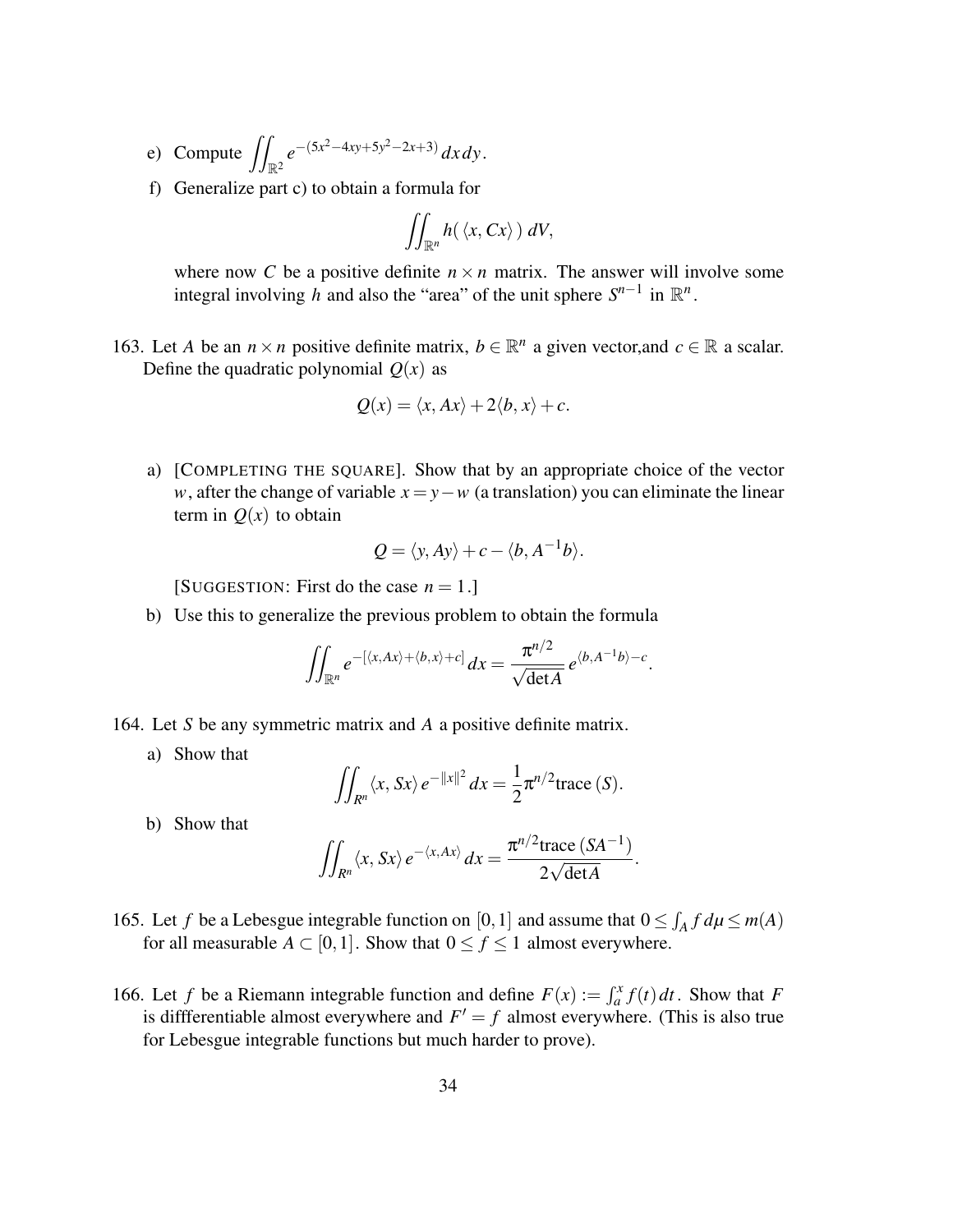e) Compute $\iint_{\mathbb{R}^2} e^{-(5x^2-4xy+5y^2-2x+3)}\,dx\,dy$.

f) Generalize part c) to obtain a formula for

$$\iint_{\mathbb{R}^n} h(\,\langle x,\,Cx\rangle\,)\;dV,$$

where now $C$ be a positive definite $n\times n$ matrix. The answer will involve some integral involving $h$ and also the "area" of the unit sphere $S^{n-1}$ in $\mathbb{R}^n$.

163. Let $A$ be an $n\times n$ positive definite matrix, $b\in\mathbb{R}^n$ a given vector,and $c\in\mathbb{R}$ a scalar. Define the quadratic polynomial $Q(x)$ as

$$Q(x) = \langle x,\,Ax\rangle + 2\langle b,\,x\rangle + c.$$

a) [COMPLETING THE SQUARE]. Show that by an appropriate choice of the vector $w$, after the change of variable $x = y - w$ (a translation) you can eliminate the linear term in $Q(x)$ to obtain

$$Q = \langle y,\,Ay\rangle + c - \langle b,\,A^{-1}b\rangle.$$

[SUGGESTION: First do the case $n = 1$.]

b) Use this to generalize the previous problem to obtain the formula

$$\iint_{\mathbb{R}^n} e^{-[\langle x,Ax\rangle+\langle b,x\rangle+c]}\,dx = \frac{\pi^{n/2}}{\sqrt{\det A}}\,e^{\langle b,A^{-1}b\rangle - c}.$$

164. Let $S$ be any symmetric matrix and $A$ a positive definite matrix.

a) Show that

$$\iint_{R^n} \langle x,\,Sx\rangle\,e^{-\|x\|^2}\,dx = \frac{1}{2}\pi^{n/2}\text{trace}\,(S).$$

b) Show that

$$\iint_{R^n} \langle x,\,Sx\rangle\,e^{-\langle x,Ax\rangle}\,dx = \frac{\pi^{n/2}\text{trace}\,(SA^{-1})}{2\sqrt{\det A}}.$$

165. Let $f$ be a Lebesgue integrable function on $[0,1]$ and assume that $0\le\int_A f\,d\mu\le m(A)$ for all measurable $A\subset[0,1]$. Show that $0\le f\le 1$ almost everywhere.

166. Let $f$ be a Riemann integrable function and define $F(x) := \int_a^x f(t)\,dt$. Show that $F$ is diffferentiable almost everywhere and $F' = f$ almost everywhere. (This is also true for Lebesgue integrable functions but much harder to prove).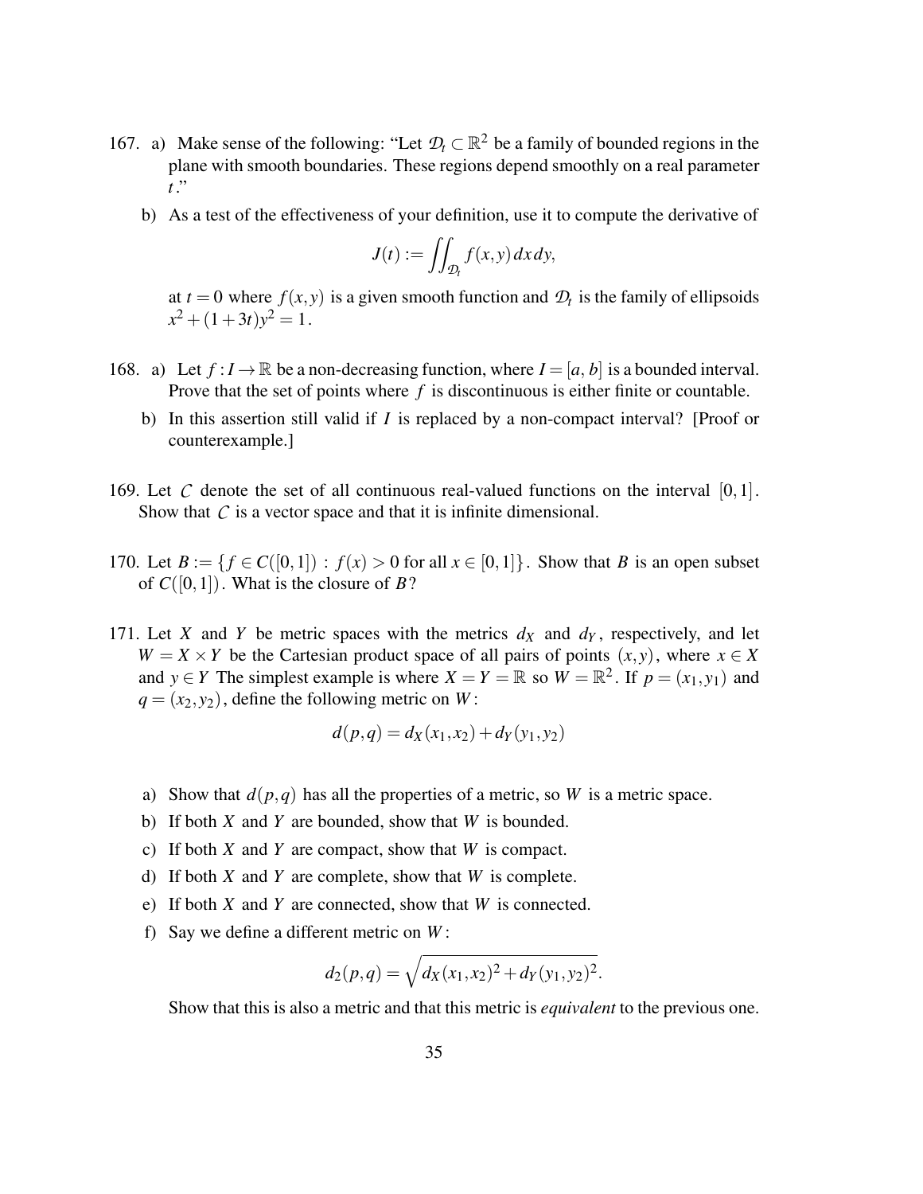167. a) Make sense of the following: "Let $\mathcal{D}_t \subset \mathbb{R}^2$ be a family of bounded regions in the plane with smooth boundaries. These regions depend smoothly on a real parameter $t$."

   b) As a test of the effectiveness of your definition, use it to compute the derivative of

$$J(t) := \iint_{\mathcal{D}_t} f(x,y)\,dx\,dy,$$

   at $t = 0$ where $f(x,y)$ is a given smooth function and $\mathcal{D}_t$ is the family of ellipsoids $x^2 + (1+3t)y^2 = 1$.

168. a) Let $f : I \to \mathbb{R}$ be a non-decreasing function, where $I = [a, b]$ is a bounded interval. Prove that the set of points where $f$ is discontinuous is either finite or countable.

   b) In this assertion still valid if $I$ is replaced by a non-compact interval? [Proof or counterexample.]

169. Let $\mathcal{C}$ denote the set of all continuous real-valued functions on the interval $[0,1]$. Show that $\mathcal{C}$ is a vector space and that it is infinite dimensional.

170. Let $B := \{f \in C([0,1]) : f(x) > 0 \text{ for all } x \in [0,1]\}$. Show that $B$ is an open subset of $C([0,1])$. What is the closure of $B$?

171. Let $X$ and $Y$ be metric spaces with the metrics $d_X$ and $d_Y$, respectively, and let $W = X \times Y$ be the Cartesian product space of all pairs of points $(x,y)$, where $x \in X$ and $y \in Y$ The simplest example is where $X = Y = \mathbb{R}$ so $W = \mathbb{R}^2$. If $p = (x_1, y_1)$ and $q = (x_2, y_2)$, define the following metric on $W$:

$$d(p,q) = d_X(x_1,x_2) + d_Y(y_1,y_2)$$

   a) Show that $d(p,q)$ has all the properties of a metric, so $W$ is a metric space.

   b) If both $X$ and $Y$ are bounded, show that $W$ is bounded.

   c) If both $X$ and $Y$ are compact, show that $W$ is compact.

   d) If both $X$ and $Y$ are complete, show that $W$ is complete.

   e) If both $X$ and $Y$ are connected, show that $W$ is connected.

   f) Say we define a different metric on $W$:

$$d_2(p,q) = \sqrt{d_X(x_1,x_2)^2 + d_Y(y_1,y_2)^2}.$$

   Show that this is also a metric and that this metric is *equivalent* to the previous one.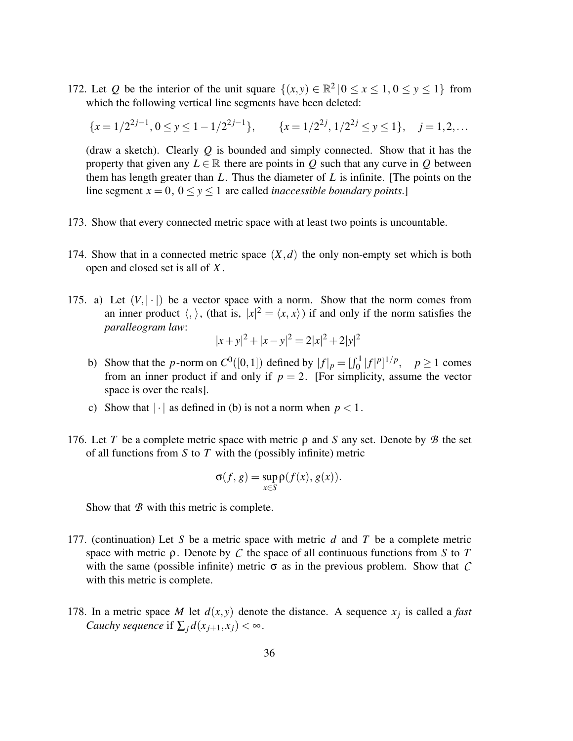172. Let $Q$ be the interior of the unit square $\{(x,y) \in \mathbb{R}^2 \,|\, 0 \le x \le 1, 0 \le y \le 1\}$ from which the following vertical line segments have been deleted:

$$\{x = 1/2^{2j-1}, 0 \le y \le 1 - 1/2^{2j-1}\}, \qquad \{x = 1/2^{2j}, 1/2^{2j} \le y \le 1\}, \quad j = 1, 2, \ldots$$

(draw a sketch). Clearly $Q$ is bounded and simply connected. Show that it has the property that given any $L \in \mathbb{R}$ there are points in $Q$ such that any curve in $Q$ between them has length greater than $L$. Thus the diameter of $L$ is infinite. [The points on the line segment $x = 0$, $0 \le y \le 1$ are called *inaccessible boundary points*.]

173. Show that every connected metric space with at least two points is uncountable.

174. Show that in a connected metric space $(X,d)$ the only non-empty set which is both open and closed set is all of $X$.

175. a) Let $(V, |\cdot|)$ be a vector space with a norm. Show that the norm comes from an inner product $\langle , \rangle$, (that is, $|x|^2 = \langle x, x \rangle$) if and only if the norm satisfies the *paralleogram law*:

$$|x+y|^2 + |x-y|^2 = 2|x|^2 + 2|y|^2$$

b) Show that the $p$-norm on $C^0([0,1])$ defined by $|f|_p = [\int_0^1 |f|^p]^{1/p}, \quad p \ge 1$ comes from an inner product if and only if $p = 2$. [For simplicity, assume the vector space is over the reals].

c) Show that $|\cdot|$ as defined in (b) is not a norm when $p < 1$.

176. Let $T$ be a complete metric space with metric $\rho$ and $S$ any set. Denote by $\mathcal{B}$ the set of all functions from $S$ to $T$ with the (possibly infinite) metric

$$\sigma(f, g) = \sup_{x \in S} \rho(f(x), g(x)).$$

Show that $\mathcal{B}$ with this metric is complete.

177. (continuation) Let $S$ be a metric space with metric $d$ and $T$ be a complete metric space with metric $\rho$. Denote by $\mathcal{C}$ the space of all continuous functions from $S$ to $T$ with the same (possible infinite) metric $\sigma$ as in the previous problem. Show that $\mathcal{C}$ with this metric is complete.

178. In a metric space $M$ let $d(x,y)$ denote the distance. A sequence $x_j$ is called a *fast Cauchy sequence* if $\sum_j d(x_{j+1}, x_j) < \infty$.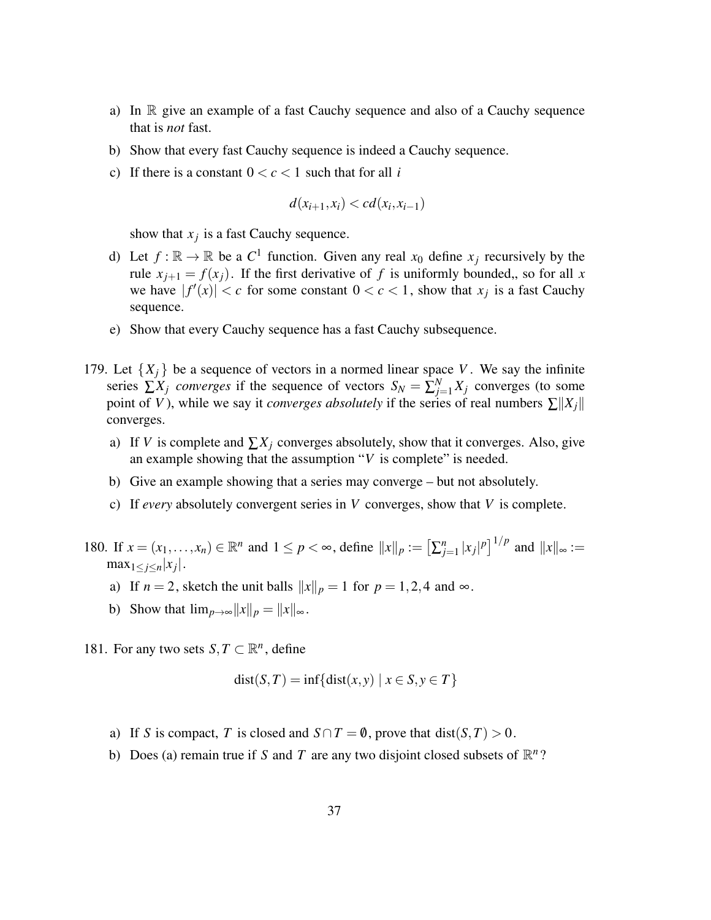a) In $\mathbb{R}$ give an example of a fast Cauchy sequence and also of a Cauchy sequence that is *not* fast.

b) Show that every fast Cauchy sequence is indeed a Cauchy sequence.

c) If there is a constant $0 < c < 1$ such that for all $i$

$$d(x_{i+1}, x_i) < cd(x_i, x_{i-1})$$

show that $x_j$ is a fast Cauchy sequence.

d) Let $f : \mathbb{R} \to \mathbb{R}$ be a $C^1$ function. Given any real $x_0$ define $x_j$ recursively by the rule $x_{j+1} = f(x_j)$. If the first derivative of $f$ is uniformly bounded,, so for all $x$ we have $|f'(x)| < c$ for some constant $0 < c < 1$, show that $x_j$ is a fast Cauchy sequence.

e) Show that every Cauchy sequence has a fast Cauchy subsequence.

179. Let $\{X_j\}$ be a sequence of vectors in a normed linear space $V$. We say the infinite series $\sum X_j$ *converges* if the sequence of vectors $S_N = \sum_{j=1}^{N} X_j$ converges (to some point of $V$), while we say it *converges absolutely* if the series of real numbers $\sum \|X_j\|$ converges.

   a) If $V$ is complete and $\sum X_j$ converges absolutely, show that it converges. Also, give an example showing that the assumption "$V$ is complete" is needed.

   b) Give an example showing that a series may converge – but not absolutely.

   c) If *every* absolutely convergent series in $V$ converges, show that $V$ is complete.

180. If $x = (x_1, \ldots, x_n) \in \mathbb{R}^n$ and $1 \le p < \infty$, define $\|x\|_p := \left[\sum_{j=1}^{n} |x_j|^p\right]^{1/p}$ and $\|x\|_\infty := \max_{1 \le j \le n} |x_j|$.

   a) If $n = 2$, sketch the unit balls $\|x\|_p = 1$ for $p = 1, 2, 4$ and $\infty$.

   b) Show that $\lim_{p \to \infty} \|x\|_p = \|x\|_\infty$.

181. For any two sets $S, T \subset \mathbb{R}^n$, define

$$\operatorname{dist}(S, T) = \inf\{\operatorname{dist}(x, y) \mid x \in S, y \in T\}$$

   a) If $S$ is compact, $T$ is closed and $S \cap T = \emptyset$, prove that $\operatorname{dist}(S, T) > 0$.

   b) Does (a) remain true if $S$ and $T$ are any two disjoint closed subsets of $\mathbb{R}^n$?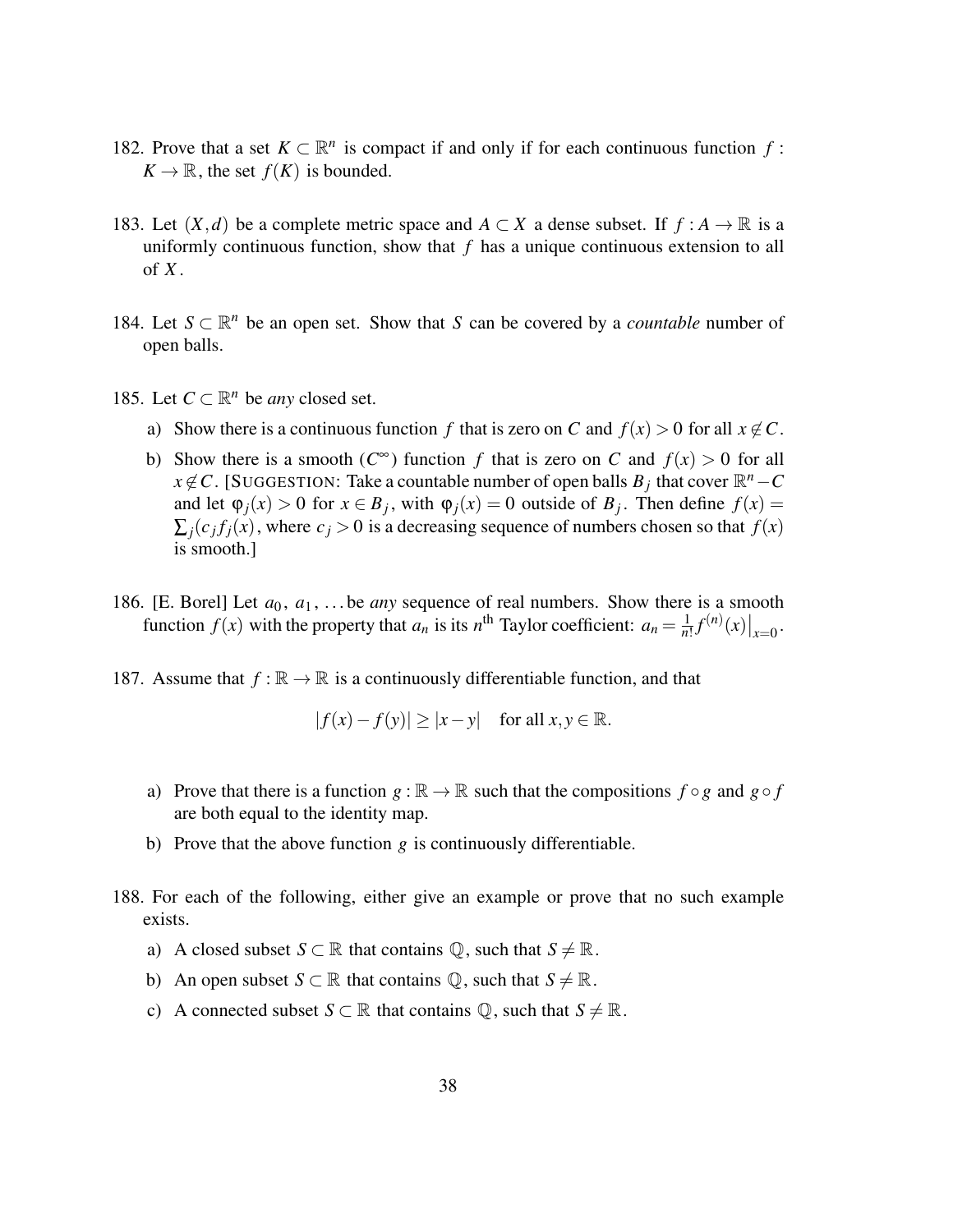182. Prove that a set $K \subset \mathbb{R}^n$ is compact if and only if for each continuous function $f : K \to \mathbb{R}$, the set $f(K)$ is bounded.

183. Let $(X, d)$ be a complete metric space and $A \subset X$ a dense subset. If $f : A \to \mathbb{R}$ is a uniformly continuous function, show that $f$ has a unique continuous extension to all of $X$.

184. Let $S \subset \mathbb{R}^n$ be an open set. Show that $S$ can be covered by a *countable* number of open balls.

185. Let $C \subset \mathbb{R}^n$ be *any* closed set.

 a) Show there is a continuous function $f$ that is zero on $C$ and $f(x) > 0$ for all $x \notin C$.

 b) Show there is a smooth ($C^\infty$) function $f$ that is zero on $C$ and $f(x) > 0$ for all $x \notin C$. [SUGGESTION: Take a countable number of open balls $B_j$ that cover $\mathbb{R}^n - C$ and let $\varphi_j(x) > 0$ for $x \in B_j$, with $\varphi_j(x) = 0$ outside of $B_j$. Then define $f(x) = \sum_j (c_j f_j(x))$, where $c_j > 0$ is a decreasing sequence of numbers chosen so that $f(x)$ is smooth.]

186. [E. Borel] Let $a_0$, $a_1$, ... be *any* sequence of real numbers. Show there is a smooth function $f(x)$ with the property that $a_n$ is its $n^{\text{th}}$ Taylor coefficient: $a_n = \frac{1}{n!} f^{(n)}(x)\big|_{x=0}$.

187. Assume that $f : \mathbb{R} \to \mathbb{R}$ is a continuously differentiable function, and that

$$|f(x) - f(y)| \geq |x - y| \quad \text{for all } x, y \in \mathbb{R}.$$

 a) Prove that there is a function $g : \mathbb{R} \to \mathbb{R}$ such that the compositions $f \circ g$ and $g \circ f$ are both equal to the identity map.

 b) Prove that the above function $g$ is continuously differentiable.

188. For each of the following, either give an example or prove that no such example exists.

 a) A closed subset $S \subset \mathbb{R}$ that contains $\mathbb{Q}$, such that $S \neq \mathbb{R}$.

 b) An open subset $S \subset \mathbb{R}$ that contains $\mathbb{Q}$, such that $S \neq \mathbb{R}$.

 c) A connected subset $S \subset \mathbb{R}$ that contains $\mathbb{Q}$, such that $S \neq \mathbb{R}$.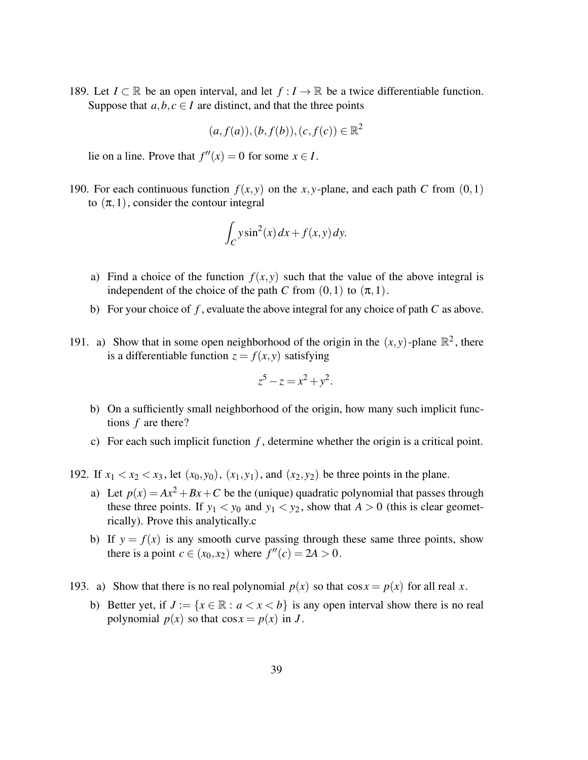189. Let $I \subset \mathbb{R}$ be an open interval, and let $f : I \to \mathbb{R}$ be a twice differentiable function. Suppose that $a, b, c \in I$ are distinct, and that the three points

$$(a, f(a)), (b, f(b)), (c, f(c)) \in \mathbb{R}^2$$

lie on a line. Prove that $f''(x) = 0$ for some $x \in I$.

190. For each continuous function $f(x,y)$ on the $x,y$-plane, and each path $C$ from $(0,1)$ to $(\pi,1)$, consider the contour integral

$$\int_C y\sin^2(x)\,dx + f(x,y)\,dy.$$

   a) Find a choice of the function $f(x,y)$ such that the value of the above integral is independent of the choice of the path $C$ from $(0,1)$ to $(\pi,1)$.

   b) For your choice of $f$, evaluate the above integral for any choice of path $C$ as above.

191. a) Show that in some open neighborhood of the origin in the $(x,y)$-plane $\mathbb{R}^2$, there is a differentiable function $z = f(x,y)$ satisfying

$$z^5 - z = x^2 + y^2.$$

   b) On a sufficiently small neighborhood of the origin, how many such implicit functions $f$ are there?

   c) For each such implicit function $f$, determine whether the origin is a critical point.

192. If $x_1 < x_2 < x_3$, let $(x_0, y_0)$, $(x_1, y_1)$, and $(x_2, y_2)$ be three points in the plane.

   a) Let $p(x) = Ax^2 + Bx + C$ be the (unique) quadratic polynomial that passes through these three points. If $y_1 < y_0$ and $y_1 < y_2$, show that $A > 0$ (this is clear geometrically). Prove this analytically.c

   b) If $y = f(x)$ is any smooth curve passing through these same three points, show there is a point $c \in (x_0, x_2)$ where $f''(c) = 2A > 0$.

193. a) Show that there is no real polynomial $p(x)$ so that $\cos x = p(x)$ for all real $x$.

   b) Better yet, if $J := \{x \in \mathbb{R} : a < x < b\}$ is any open interval show there is no real polynomial $p(x)$ so that $\cos x = p(x)$ in $J$.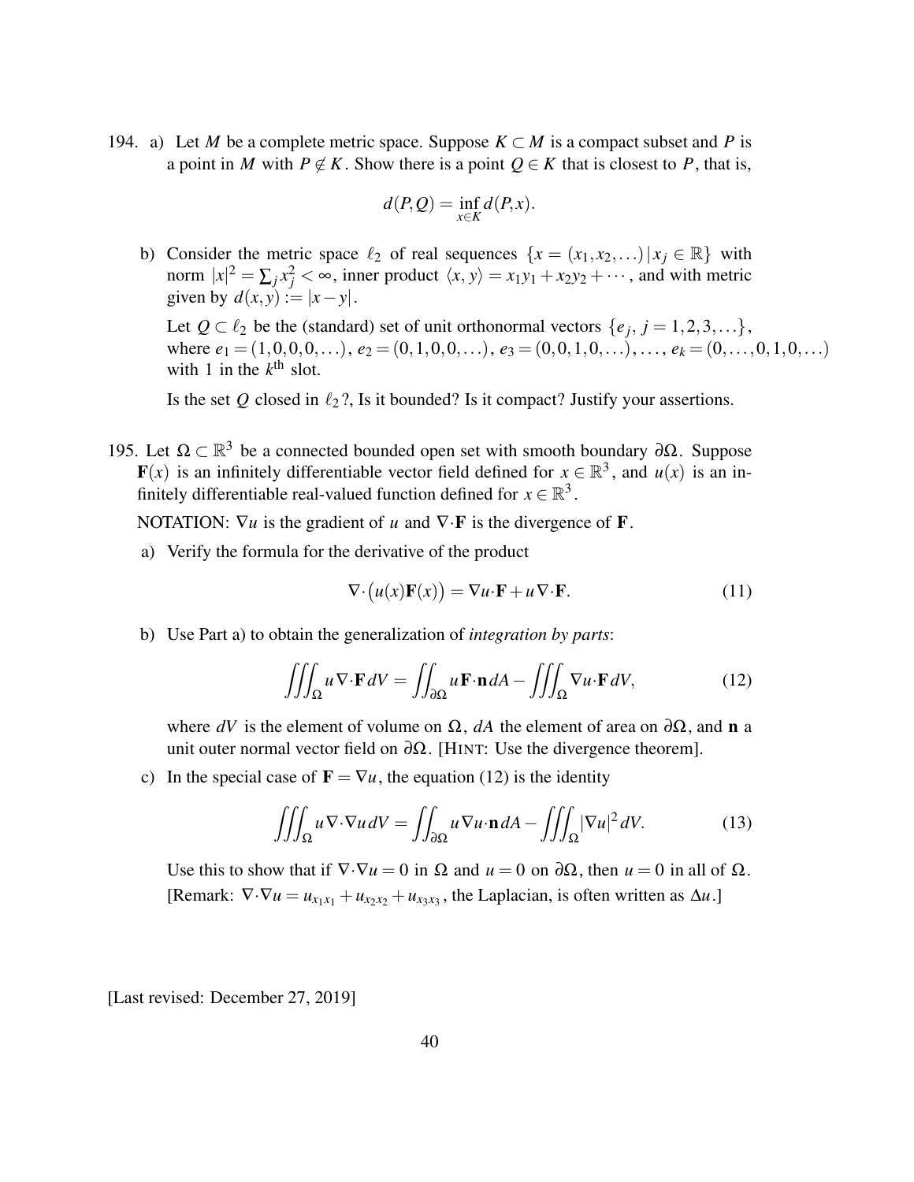194. a) Let $M$ be a complete metric space. Suppose $K \subset M$ is a compact subset and $P$ is a point in $M$ with $P \notin K$. Show there is a point $Q \in K$ that is closest to $P$, that is,

$$d(P,Q) = \inf_{x \in K} d(P,x).$$

b) Consider the metric space $\ell_2$ of real sequences $\{x = (x_1, x_2, \ldots) \,|\, x_j \in \mathbb{R}\}$ with norm $|x|^2 = \sum_j x_j^2 < \infty$, inner product $\langle x, y \rangle = x_1 y_1 + x_2 y_2 + \cdots$, and with metric given by $d(x,y) := |x - y|$.

Let $Q \subset \ell_2$ be the (standard) set of unit orthonormal vectors $\{e_j,\, j = 1, 2, 3, \ldots\}$, where $e_1 = (1,0,0,0,\ldots)$, $e_2 = (0,1,0,0,\ldots)$, $e_3 = (0,0,1,0,\ldots)$, $\ldots$, $e_k = (0,\ldots,0,1,0,\ldots)$ with 1 in the $k^{\text{th}}$ slot.

Is the set $Q$ closed in $\ell_2$?, Is it bounded? Is it compact? Justify your assertions.

195. Let $\Omega \subset \mathbb{R}^3$ be a connected bounded open set with smooth boundary $\partial\Omega$. Suppose $\mathbf{F}(x)$ is an infinitely differentiable vector field defined for $x \in \mathbb{R}^3$, and $u(x)$ is an infinitely differentiable real-valued function defined for $x \in \mathbb{R}^3$.

NOTATION: $\nabla u$ is the gradient of $u$ and $\nabla \cdot \mathbf{F}$ is the divergence of $\mathbf{F}$.

a) Verify the formula for the derivative of the product

$$\nabla \cdot \big(u(x)\mathbf{F}(x)\big) = \nabla u \cdot \mathbf{F} + u \nabla \cdot \mathbf{F}. \tag{11}$$

b) Use Part a) to obtain the generalization of *integration by parts*:

$$\iiint_\Omega u \nabla \cdot \mathbf{F} \, dV = \iint_{\partial\Omega} u \mathbf{F} \cdot \mathbf{n} \, dA - \iiint_\Omega \nabla u \cdot \mathbf{F} \, dV, \tag{12}$$

where $dV$ is the element of volume on $\Omega$, $dA$ the element of area on $\partial\Omega$, and $\mathbf{n}$ a unit outer normal vector field on $\partial\Omega$. [HINT: Use the divergence theorem].

c) In the special case of $\mathbf{F} = \nabla u$, the equation (12) is the identity

$$\iiint_\Omega u \nabla \cdot \nabla u \, dV = \iint_{\partial\Omega} u \nabla u \cdot \mathbf{n} \, dA - \iiint_\Omega |\nabla u|^2 \, dV. \tag{13}$$

Use this to show that if $\nabla \cdot \nabla u = 0$ in $\Omega$ and $u = 0$ on $\partial\Omega$, then $u = 0$ in all of $\Omega$. [Remark: $\nabla \cdot \nabla u = u_{x_1 x_1} + u_{x_2 x_2} + u_{x_3 x_3}$, the Laplacian, is often written as $\Delta u$.]

[Last revised: December 27, 2019]